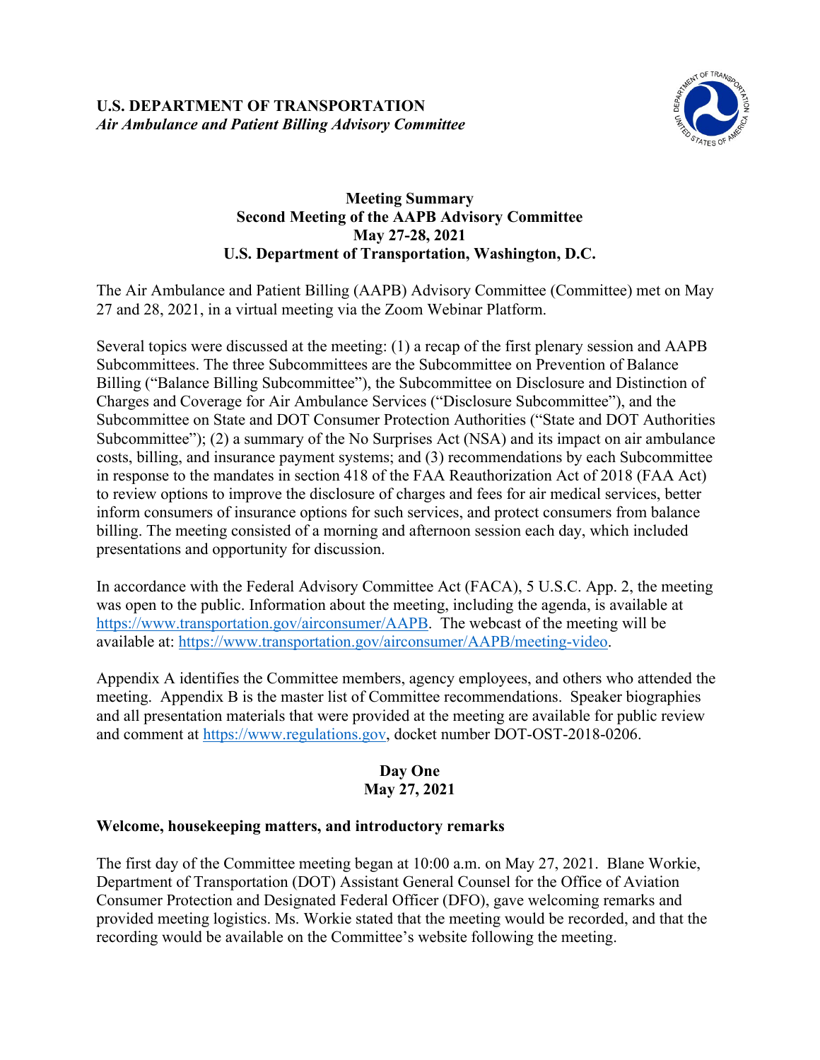**U.S. DEPARTMENT OF TRANSPORTATION**
*Air Ambulance and Patient Billing Advisory Committee*

# Meeting Summary
## Second Meeting of the AAPB Advisory Committee
## May 27-28, 2021
## U.S. Department of Transportation, Washington, D.C.

The Air Ambulance and Patient Billing (AAPB) Advisory Committee (Committee) met on May 27 and 28, 2021, in a virtual meeting via the Zoom Webinar Platform.

Several topics were discussed at the meeting: (1) a recap of the first plenary session and AAPB Subcommittees. The three Subcommittees are the Subcommittee on Prevention of Balance Billing ("Balance Billing Subcommittee"), the Subcommittee on Disclosure and Distinction of Charges and Coverage for Air Ambulance Services ("Disclosure Subcommittee"), and the Subcommittee on State and DOT Consumer Protection Authorities ("State and DOT Authorities Subcommittee"); (2) a summary of the No Surprises Act (NSA) and its impact on air ambulance costs, billing, and insurance payment systems; and (3) recommendations by each Subcommittee in response to the mandates in section 418 of the FAA Reauthorization Act of 2018 (FAA Act) to review options to improve the disclosure of charges and fees for air medical services, better inform consumers of insurance options for such services, and protect consumers from balance billing. The meeting consisted of a morning and afternoon session each day, which included presentations and opportunity for discussion.

In accordance with the Federal Advisory Committee Act (FACA), 5 U.S.C. App. 2, the meeting was open to the public. Information about the meeting, including the agenda, is available at https://www.transportation.gov/airconsumer/AAPB. The webcast of the meeting will be available at: https://www.transportation.gov/airconsumer/AAPB/meeting-video.

Appendix A identifies the Committee members, agency employees, and others who attended the meeting. Appendix B is the master list of Committee recommendations. Speaker biographies and all presentation materials that were provided at the meeting are available for public review and comment at https://www.regulations.gov, docket number DOT-OST-2018-0206.

## Day One
## May 27, 2021

### Welcome, housekeeping matters, and introductory remarks

The first day of the Committee meeting began at 10:00 a.m. on May 27, 2021. Blane Workie, Department of Transportation (DOT) Assistant General Counsel for the Office of Aviation Consumer Protection and Designated Federal Officer (DFO), gave welcoming remarks and provided meeting logistics. Ms. Workie stated that the meeting would be recorded, and that the recording would be available on the Committee's website following the meeting.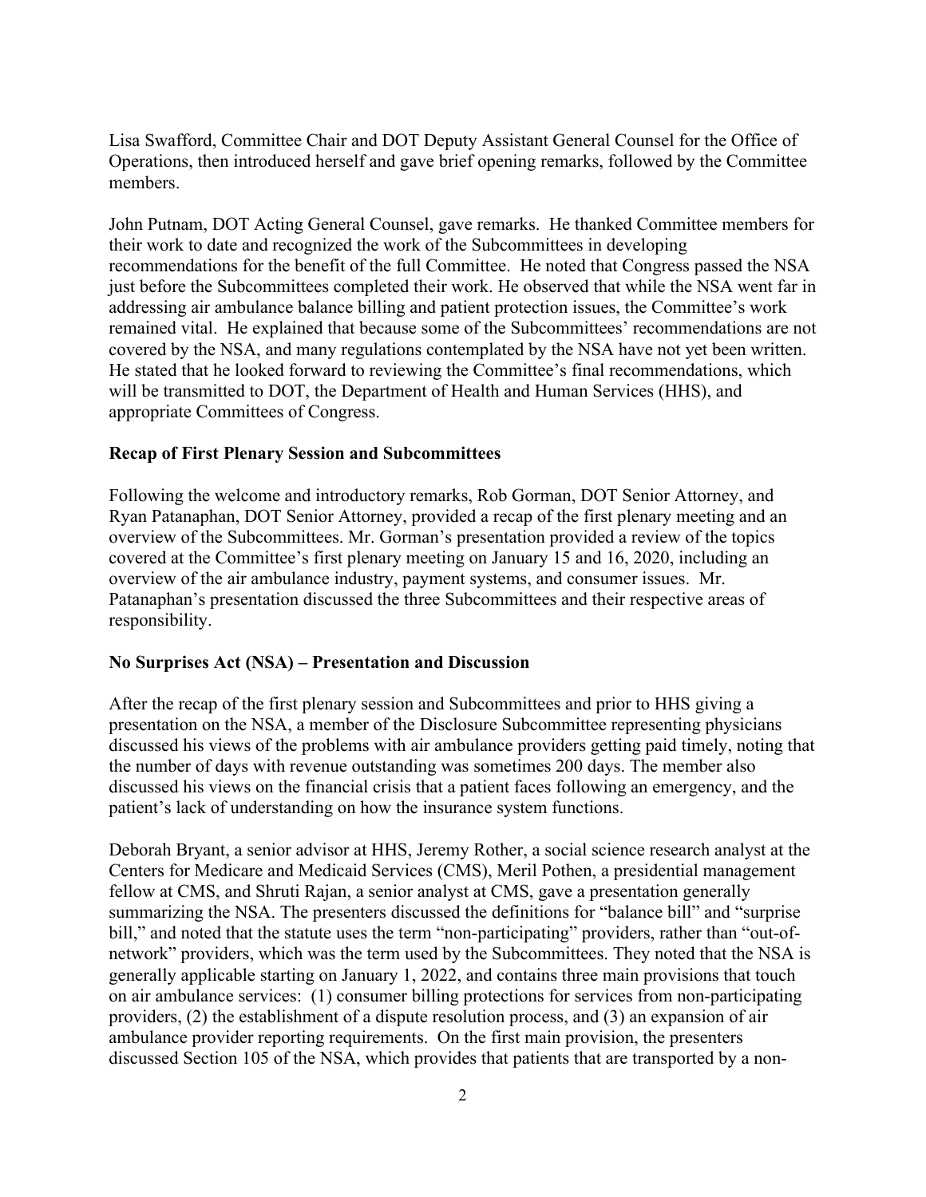Lisa Swafford, Committee Chair and DOT Deputy Assistant General Counsel for the Office of Operations, then introduced herself and gave brief opening remarks, followed by the Committee members.

John Putnam, DOT Acting General Counsel, gave remarks. He thanked Committee members for their work to date and recognized the work of the Subcommittees in developing recommendations for the benefit of the full Committee. He noted that Congress passed the NSA just before the Subcommittees completed their work. He observed that while the NSA went far in addressing air ambulance balance billing and patient protection issues, the Committee's work remained vital. He explained that because some of the Subcommittees' recommendations are not covered by the NSA, and many regulations contemplated by the NSA have not yet been written. He stated that he looked forward to reviewing the Committee's final recommendations, which will be transmitted to DOT, the Department of Health and Human Services (HHS), and appropriate Committees of Congress.

**Recap of First Plenary Session and Subcommittees**

Following the welcome and introductory remarks, Rob Gorman, DOT Senior Attorney, and Ryan Patanaphan, DOT Senior Attorney, provided a recap of the first plenary meeting and an overview of the Subcommittees. Mr. Gorman's presentation provided a review of the topics covered at the Committee's first plenary meeting on January 15 and 16, 2020, including an overview of the air ambulance industry, payment systems, and consumer issues. Mr. Patanaphan's presentation discussed the three Subcommittees and their respective areas of responsibility.

**No Surprises Act (NSA) – Presentation and Discussion**

After the recap of the first plenary session and Subcommittees and prior to HHS giving a presentation on the NSA, a member of the Disclosure Subcommittee representing physicians discussed his views of the problems with air ambulance providers getting paid timely, noting that the number of days with revenue outstanding was sometimes 200 days. The member also discussed his views on the financial crisis that a patient faces following an emergency, and the patient's lack of understanding on how the insurance system functions.

Deborah Bryant, a senior advisor at HHS, Jeremy Rother, a social science research analyst at the Centers for Medicare and Medicaid Services (CMS), Meril Pothen, a presidential management fellow at CMS, and Shruti Rajan, a senior analyst at CMS, gave a presentation generally summarizing the NSA. The presenters discussed the definitions for "balance bill" and "surprise bill," and noted that the statute uses the term "non-participating" providers, rather than "out-of-network" providers, which was the term used by the Subcommittees. They noted that the NSA is generally applicable starting on January 1, 2022, and contains three main provisions that touch on air ambulance services: (1) consumer billing protections for services from non-participating providers, (2) the establishment of a dispute resolution process, and (3) an expansion of air ambulance provider reporting requirements. On the first main provision, the presenters discussed Section 105 of the NSA, which provides that patients that are transported by a non-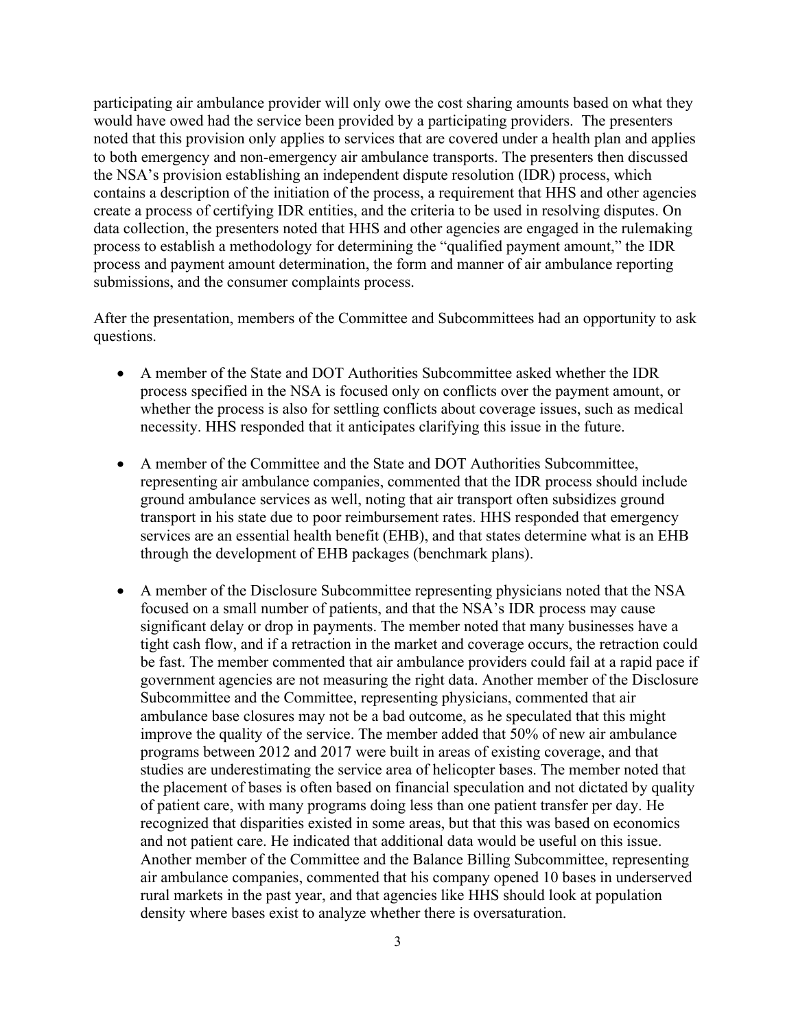participating air ambulance provider will only owe the cost sharing amounts based on what they would have owed had the service been provided by a participating providers. The presenters noted that this provision only applies to services that are covered under a health plan and applies to both emergency and non-emergency air ambulance transports. The presenters then discussed the NSA's provision establishing an independent dispute resolution (IDR) process, which contains a description of the initiation of the process, a requirement that HHS and other agencies create a process of certifying IDR entities, and the criteria to be used in resolving disputes. On data collection, the presenters noted that HHS and other agencies are engaged in the rulemaking process to establish a methodology for determining the "qualified payment amount," the IDR process and payment amount determination, the form and manner of air ambulance reporting submissions, and the consumer complaints process.

After the presentation, members of the Committee and Subcommittees had an opportunity to ask questions.

- A member of the State and DOT Authorities Subcommittee asked whether the IDR process specified in the NSA is focused only on conflicts over the payment amount, or whether the process is also for settling conflicts about coverage issues, such as medical necessity. HHS responded that it anticipates clarifying this issue in the future.

- A member of the Committee and the State and DOT Authorities Subcommittee, representing air ambulance companies, commented that the IDR process should include ground ambulance services as well, noting that air transport often subsidizes ground transport in his state due to poor reimbursement rates. HHS responded that emergency services are an essential health benefit (EHB), and that states determine what is an EHB through the development of EHB packages (benchmark plans).

- A member of the Disclosure Subcommittee representing physicians noted that the NSA focused on a small number of patients, and that the NSA's IDR process may cause significant delay or drop in payments. The member noted that many businesses have a tight cash flow, and if a retraction in the market and coverage occurs, the retraction could be fast. The member commented that air ambulance providers could fail at a rapid pace if government agencies are not measuring the right data. Another member of the Disclosure Subcommittee and the Committee, representing physicians, commented that air ambulance base closures may not be a bad outcome, as he speculated that this might improve the quality of the service. The member added that 50% of new air ambulance programs between 2012 and 2017 were built in areas of existing coverage, and that studies are underestimating the service area of helicopter bases. The member noted that the placement of bases is often based on financial speculation and not dictated by quality of patient care, with many programs doing less than one patient transfer per day. He recognized that disparities existed in some areas, but that this was based on economics and not patient care. He indicated that additional data would be useful on this issue. Another member of the Committee and the Balance Billing Subcommittee, representing air ambulance companies, commented that his company opened 10 bases in underserved rural markets in the past year, and that agencies like HHS should look at population density where bases exist to analyze whether there is oversaturation.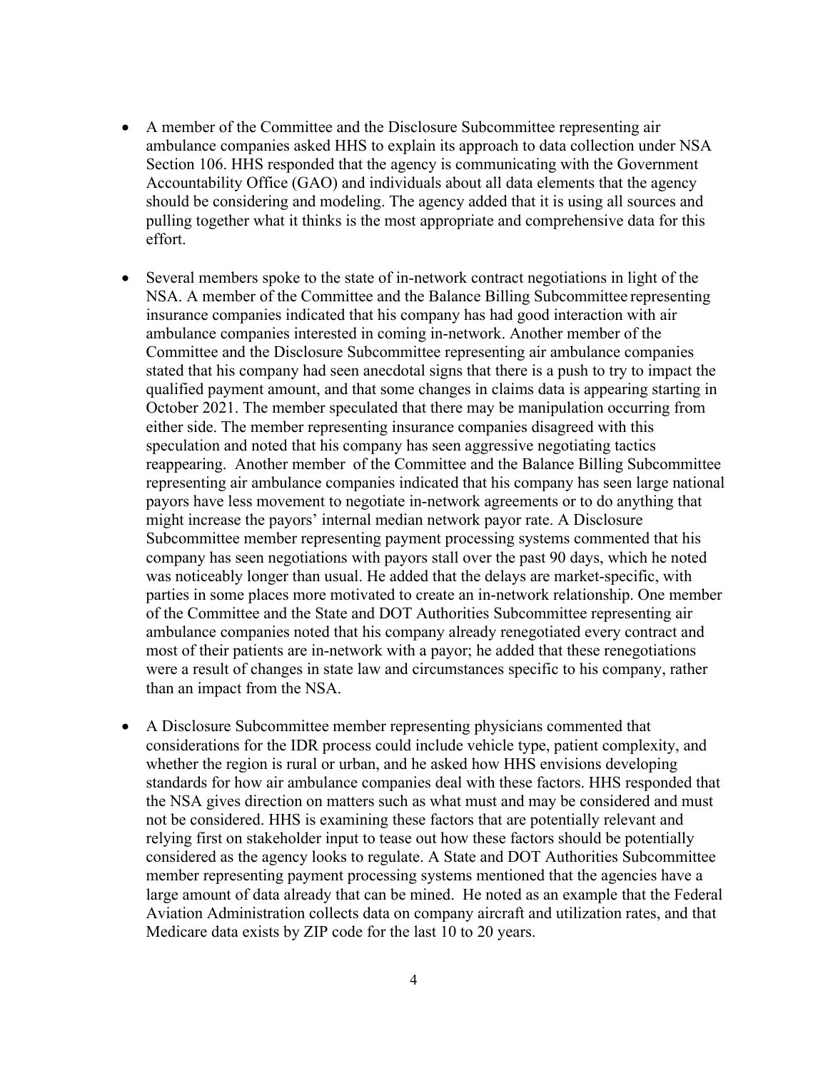- A member of the Committee and the Disclosure Subcommittee representing air ambulance companies asked HHS to explain its approach to data collection under NSA Section 106. HHS responded that the agency is communicating with the Government Accountability Office (GAO) and individuals about all data elements that the agency should be considering and modeling. The agency added that it is using all sources and pulling together what it thinks is the most appropriate and comprehensive data for this effort.

- Several members spoke to the state of in-network contract negotiations in light of the NSA. A member of the Committee and the Balance Billing Subcommittee representing insurance companies indicated that his company has had good interaction with air ambulance companies interested in coming in-network. Another member of the Committee and the Disclosure Subcommittee representing air ambulance companies stated that his company had seen anecdotal signs that there is a push to try to impact the qualified payment amount, and that some changes in claims data is appearing starting in October 2021. The member speculated that there may be manipulation occurring from either side. The member representing insurance companies disagreed with this speculation and noted that his company has seen aggressive negotiating tactics reappearing. Another member of the Committee and the Balance Billing Subcommittee representing air ambulance companies indicated that his company has seen large national payors have less movement to negotiate in-network agreements or to do anything that might increase the payors' internal median network payor rate. A Disclosure Subcommittee member representing payment processing systems commented that his company has seen negotiations with payors stall over the past 90 days, which he noted was noticeably longer than usual. He added that the delays are market-specific, with parties in some places more motivated to create an in-network relationship. One member of the Committee and the State and DOT Authorities Subcommittee representing air ambulance companies noted that his company already renegotiated every contract and most of their patients are in-network with a payor; he added that these renegotiations were a result of changes in state law and circumstances specific to his company, rather than an impact from the NSA.

- A Disclosure Subcommittee member representing physicians commented that considerations for the IDR process could include vehicle type, patient complexity, and whether the region is rural or urban, and he asked how HHS envisions developing standards for how air ambulance companies deal with these factors. HHS responded that the NSA gives direction on matters such as what must and may be considered and must not be considered. HHS is examining these factors that are potentially relevant and relying first on stakeholder input to tease out how these factors should be potentially considered as the agency looks to regulate. A State and DOT Authorities Subcommittee member representing payment processing systems mentioned that the agencies have a large amount of data already that can be mined. He noted as an example that the Federal Aviation Administration collects data on company aircraft and utilization rates, and that Medicare data exists by ZIP code for the last 10 to 20 years.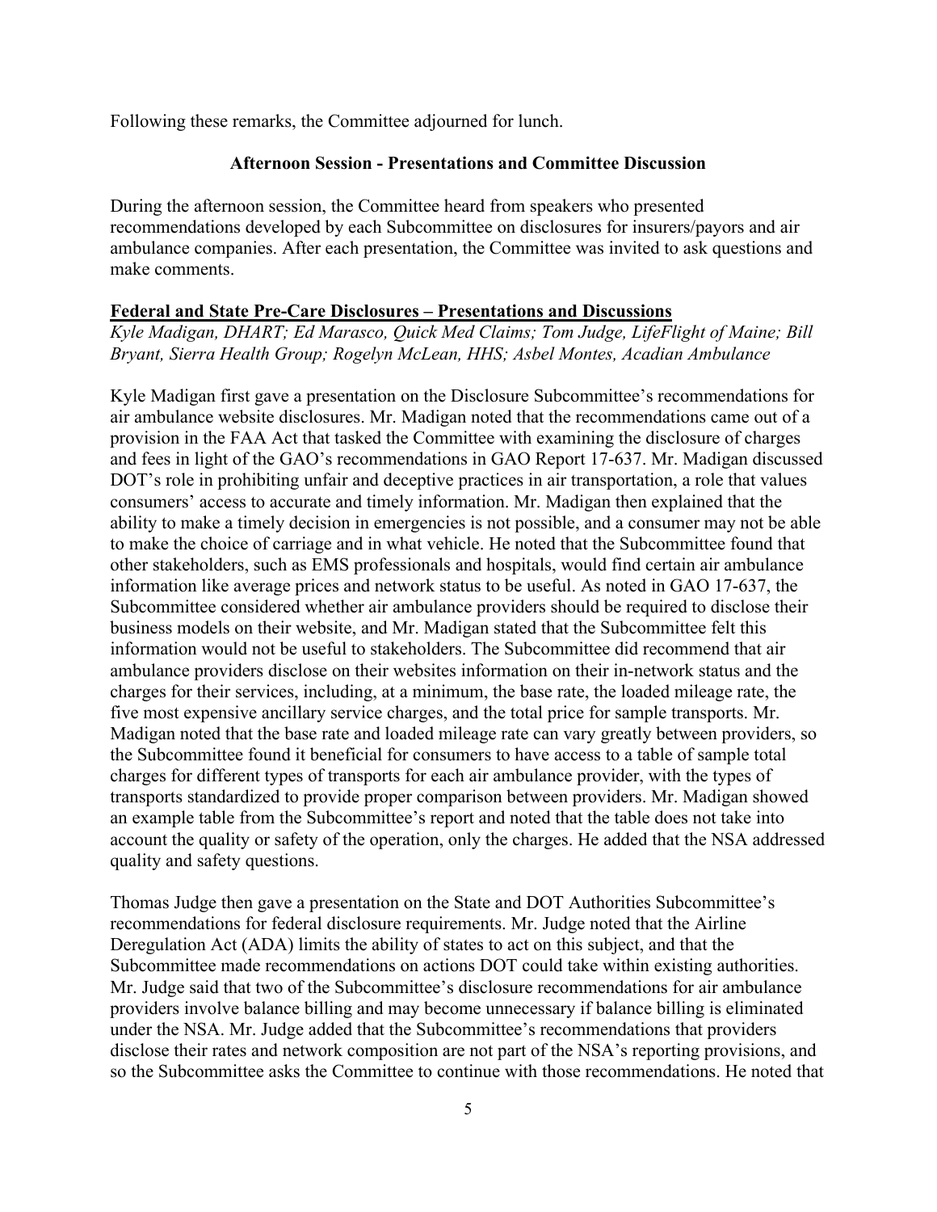Following these remarks, the Committee adjourned for lunch.

### Afternoon Session - Presentations and Committee Discussion

During the afternoon session, the Committee heard from speakers who presented recommendations developed by each Subcommittee on disclosures for insurers/payors and air ambulance companies. After each presentation, the Committee was invited to ask questions and make comments.

**Federal and State Pre-Care Disclosures – Presentations and Discussions**

*Kyle Madigan, DHART; Ed Marasco, Quick Med Claims; Tom Judge, LifeFlight of Maine; Bill Bryant, Sierra Health Group; Rogelyn McLean, HHS; Asbel Montes, Acadian Ambulance*

Kyle Madigan first gave a presentation on the Disclosure Subcommittee's recommendations for air ambulance website disclosures. Mr. Madigan noted that the recommendations came out of a provision in the FAA Act that tasked the Committee with examining the disclosure of charges and fees in light of the GAO's recommendations in GAO Report 17-637. Mr. Madigan discussed DOT's role in prohibiting unfair and deceptive practices in air transportation, a role that values consumers' access to accurate and timely information. Mr. Madigan then explained that the ability to make a timely decision in emergencies is not possible, and a consumer may not be able to make the choice of carriage and in what vehicle. He noted that the Subcommittee found that other stakeholders, such as EMS professionals and hospitals, would find certain air ambulance information like average prices and network status to be useful. As noted in GAO 17-637, the Subcommittee considered whether air ambulance providers should be required to disclose their business models on their website, and Mr. Madigan stated that the Subcommittee felt this information would not be useful to stakeholders. The Subcommittee did recommend that air ambulance providers disclose on their websites information on their in-network status and the charges for their services, including, at a minimum, the base rate, the loaded mileage rate, the five most expensive ancillary service charges, and the total price for sample transports. Mr. Madigan noted that the base rate and loaded mileage rate can vary greatly between providers, so the Subcommittee found it beneficial for consumers to have access to a table of sample total charges for different types of transports for each air ambulance provider, with the types of transports standardized to provide proper comparison between providers. Mr. Madigan showed an example table from the Subcommittee's report and noted that the table does not take into account the quality or safety of the operation, only the charges. He added that the NSA addressed quality and safety questions.

Thomas Judge then gave a presentation on the State and DOT Authorities Subcommittee's recommendations for federal disclosure requirements. Mr. Judge noted that the Airline Deregulation Act (ADA) limits the ability of states to act on this subject, and that the Subcommittee made recommendations on actions DOT could take within existing authorities. Mr. Judge said that two of the Subcommittee's disclosure recommendations for air ambulance providers involve balance billing and may become unnecessary if balance billing is eliminated under the NSA. Mr. Judge added that the Subcommittee's recommendations that providers disclose their rates and network composition are not part of the NSA's reporting provisions, and so the Subcommittee asks the Committee to continue with those recommendations. He noted that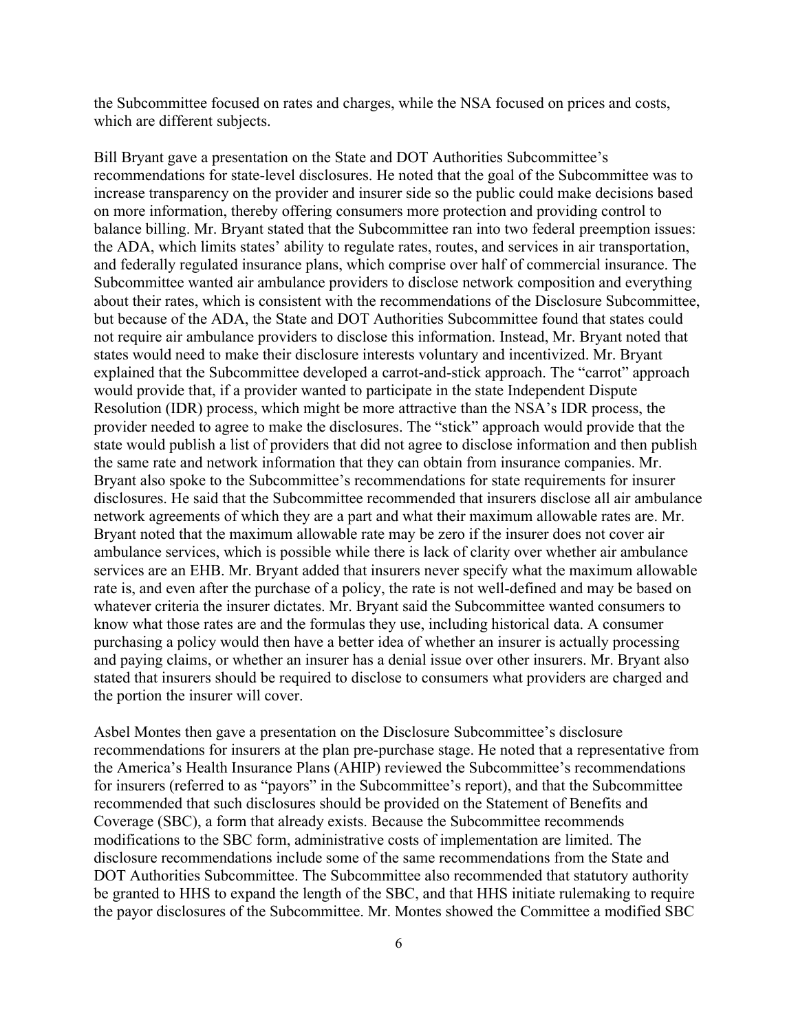the Subcommittee focused on rates and charges, while the NSA focused on prices and costs, which are different subjects.

Bill Bryant gave a presentation on the State and DOT Authorities Subcommittee's recommendations for state-level disclosures. He noted that the goal of the Subcommittee was to increase transparency on the provider and insurer side so the public could make decisions based on more information, thereby offering consumers more protection and providing control to balance billing. Mr. Bryant stated that the Subcommittee ran into two federal preemption issues: the ADA, which limits states' ability to regulate rates, routes, and services in air transportation, and federally regulated insurance plans, which comprise over half of commercial insurance. The Subcommittee wanted air ambulance providers to disclose network composition and everything about their rates, which is consistent with the recommendations of the Disclosure Subcommittee, but because of the ADA, the State and DOT Authorities Subcommittee found that states could not require air ambulance providers to disclose this information. Instead, Mr. Bryant noted that states would need to make their disclosure interests voluntary and incentivized. Mr. Bryant explained that the Subcommittee developed a carrot-and-stick approach. The "carrot" approach would provide that, if a provider wanted to participate in the state Independent Dispute Resolution (IDR) process, which might be more attractive than the NSA's IDR process, the provider needed to agree to make the disclosures. The "stick" approach would provide that the state would publish a list of providers that did not agree to disclose information and then publish the same rate and network information that they can obtain from insurance companies. Mr. Bryant also spoke to the Subcommittee's recommendations for state requirements for insurer disclosures. He said that the Subcommittee recommended that insurers disclose all air ambulance network agreements of which they are a part and what their maximum allowable rates are. Mr. Bryant noted that the maximum allowable rate may be zero if the insurer does not cover air ambulance services, which is possible while there is lack of clarity over whether air ambulance services are an EHB. Mr. Bryant added that insurers never specify what the maximum allowable rate is, and even after the purchase of a policy, the rate is not well-defined and may be based on whatever criteria the insurer dictates. Mr. Bryant said the Subcommittee wanted consumers to know what those rates are and the formulas they use, including historical data. A consumer purchasing a policy would then have a better idea of whether an insurer is actually processing and paying claims, or whether an insurer has a denial issue over other insurers. Mr. Bryant also stated that insurers should be required to disclose to consumers what providers are charged and the portion the insurer will cover.

Asbel Montes then gave a presentation on the Disclosure Subcommittee's disclosure recommendations for insurers at the plan pre-purchase stage. He noted that a representative from the America's Health Insurance Plans (AHIP) reviewed the Subcommittee's recommendations for insurers (referred to as "payors" in the Subcommittee's report), and that the Subcommittee recommended that such disclosures should be provided on the Statement of Benefits and Coverage (SBC), a form that already exists. Because the Subcommittee recommends modifications to the SBC form, administrative costs of implementation are limited. The disclosure recommendations include some of the same recommendations from the State and DOT Authorities Subcommittee. The Subcommittee also recommended that statutory authority be granted to HHS to expand the length of the SBC, and that HHS initiate rulemaking to require the payor disclosures of the Subcommittee. Mr. Montes showed the Committee a modified SBC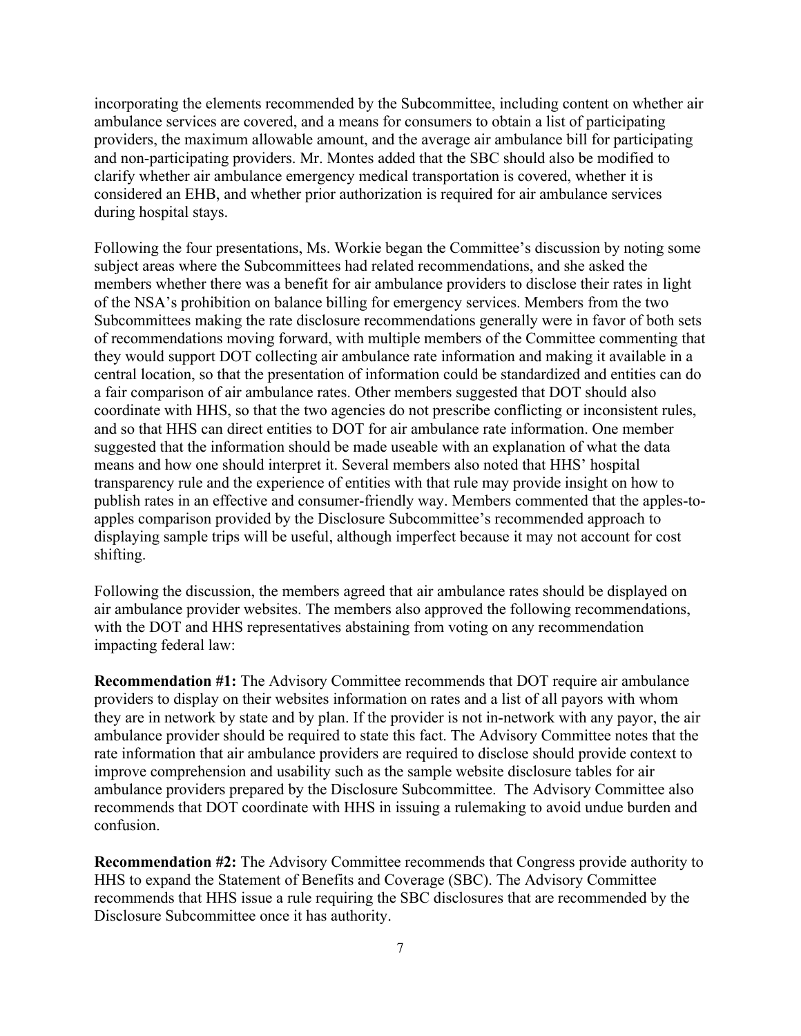incorporating the elements recommended by the Subcommittee, including content on whether air ambulance services are covered, and a means for consumers to obtain a list of participating providers, the maximum allowable amount, and the average air ambulance bill for participating and non-participating providers. Mr. Montes added that the SBC should also be modified to clarify whether air ambulance emergency medical transportation is covered, whether it is considered an EHB, and whether prior authorization is required for air ambulance services during hospital stays.

Following the four presentations, Ms. Workie began the Committee's discussion by noting some subject areas where the Subcommittees had related recommendations, and she asked the members whether there was a benefit for air ambulance providers to disclose their rates in light of the NSA's prohibition on balance billing for emergency services. Members from the two Subcommittees making the rate disclosure recommendations generally were in favor of both sets of recommendations moving forward, with multiple members of the Committee commenting that they would support DOT collecting air ambulance rate information and making it available in a central location, so that the presentation of information could be standardized and entities can do a fair comparison of air ambulance rates. Other members suggested that DOT should also coordinate with HHS, so that the two agencies do not prescribe conflicting or inconsistent rules, and so that HHS can direct entities to DOT for air ambulance rate information. One member suggested that the information should be made useable with an explanation of what the data means and how one should interpret it. Several members also noted that HHS' hospital transparency rule and the experience of entities with that rule may provide insight on how to publish rates in an effective and consumer-friendly way. Members commented that the apples-to-apples comparison provided by the Disclosure Subcommittee's recommended approach to displaying sample trips will be useful, although imperfect because it may not account for cost shifting.

Following the discussion, the members agreed that air ambulance rates should be displayed on air ambulance provider websites. The members also approved the following recommendations, with the DOT and HHS representatives abstaining from voting on any recommendation impacting federal law:

**Recommendation #1:** The Advisory Committee recommends that DOT require air ambulance providers to display on their websites information on rates and a list of all payors with whom they are in network by state and by plan. If the provider is not in-network with any payor, the air ambulance provider should be required to state this fact. The Advisory Committee notes that the rate information that air ambulance providers are required to disclose should provide context to improve comprehension and usability such as the sample website disclosure tables for air ambulance providers prepared by the Disclosure Subcommittee. The Advisory Committee also recommends that DOT coordinate with HHS in issuing a rulemaking to avoid undue burden and confusion.

**Recommendation #2:** The Advisory Committee recommends that Congress provide authority to HHS to expand the Statement of Benefits and Coverage (SBC). The Advisory Committee recommends that HHS issue a rule requiring the SBC disclosures that are recommended by the Disclosure Subcommittee once it has authority.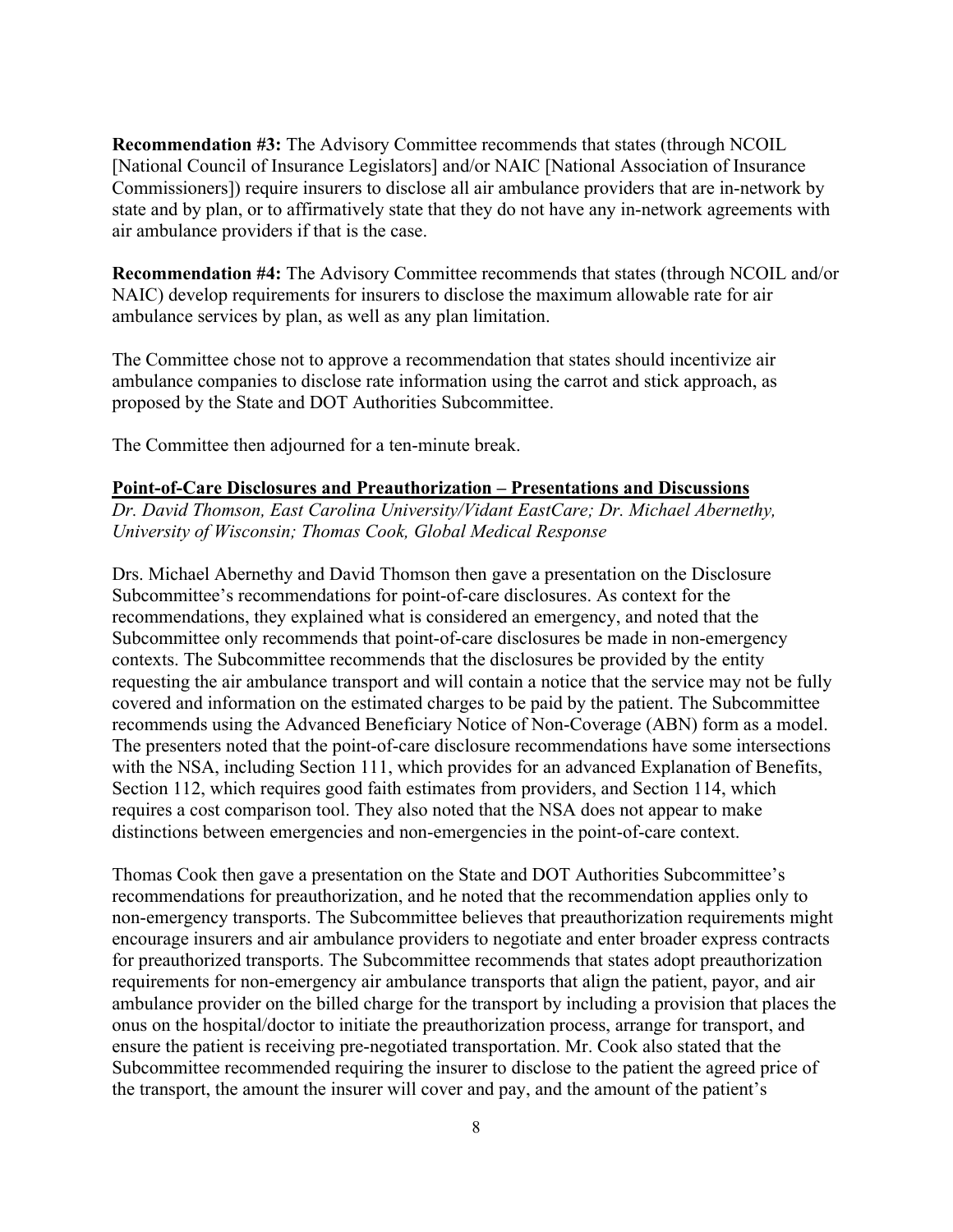**Recommendation #3:** The Advisory Committee recommends that states (through NCOIL [National Council of Insurance Legislators] and/or NAIC [National Association of Insurance Commissioners]) require insurers to disclose all air ambulance providers that are in-network by state and by plan, or to affirmatively state that they do not have any in-network agreements with air ambulance providers if that is the case.

**Recommendation #4:** The Advisory Committee recommends that states (through NCOIL and/or NAIC) develop requirements for insurers to disclose the maximum allowable rate for air ambulance services by plan, as well as any plan limitation.

The Committee chose not to approve a recommendation that states should incentivize air ambulance companies to disclose rate information using the carrot and stick approach, as proposed by the State and DOT Authorities Subcommittee.

The Committee then adjourned for a ten-minute break.

**Point-of-Care Disclosures and Preauthorization – Presentations and Discussions**

*Dr. David Thomson, East Carolina University/Vidant EastCare; Dr. Michael Abernethy, University of Wisconsin; Thomas Cook, Global Medical Response*

Drs. Michael Abernethy and David Thomson then gave a presentation on the Disclosure Subcommittee's recommendations for point-of-care disclosures. As context for the recommendations, they explained what is considered an emergency, and noted that the Subcommittee only recommends that point-of-care disclosures be made in non-emergency contexts. The Subcommittee recommends that the disclosures be provided by the entity requesting the air ambulance transport and will contain a notice that the service may not be fully covered and information on the estimated charges to be paid by the patient. The Subcommittee recommends using the Advanced Beneficiary Notice of Non-Coverage (ABN) form as a model. The presenters noted that the point-of-care disclosure recommendations have some intersections with the NSA, including Section 111, which provides for an advanced Explanation of Benefits, Section 112, which requires good faith estimates from providers, and Section 114, which requires a cost comparison tool. They also noted that the NSA does not appear to make distinctions between emergencies and non-emergencies in the point-of-care context.

Thomas Cook then gave a presentation on the State and DOT Authorities Subcommittee's recommendations for preauthorization, and he noted that the recommendation applies only to non-emergency transports. The Subcommittee believes that preauthorization requirements might encourage insurers and air ambulance providers to negotiate and enter broader express contracts for preauthorized transports. The Subcommittee recommends that states adopt preauthorization requirements for non-emergency air ambulance transports that align the patient, payor, and air ambulance provider on the billed charge for the transport by including a provision that places the onus on the hospital/doctor to initiate the preauthorization process, arrange for transport, and ensure the patient is receiving pre-negotiated transportation. Mr. Cook also stated that the Subcommittee recommended requiring the insurer to disclose to the patient the agreed price of the transport, the amount the insurer will cover and pay, and the amount of the patient's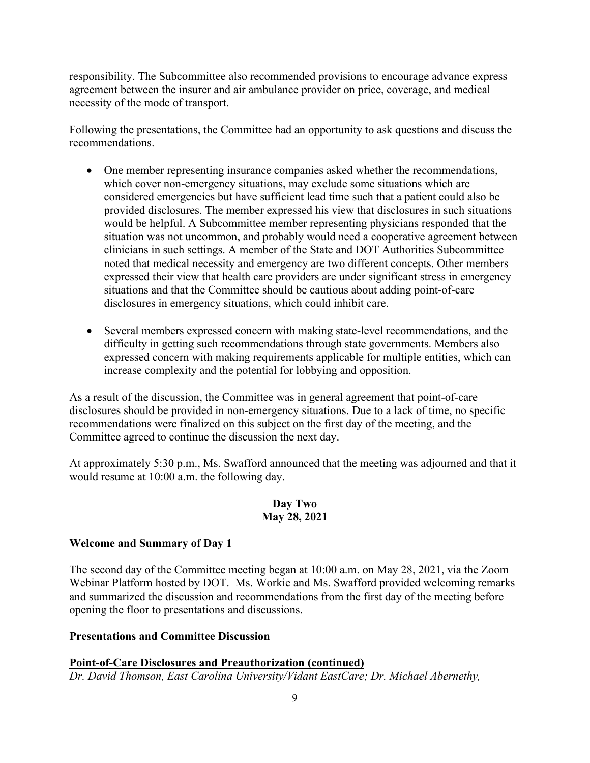responsibility. The Subcommittee also recommended provisions to encourage advance express agreement between the insurer and air ambulance provider on price, coverage, and medical necessity of the mode of transport.

Following the presentations, the Committee had an opportunity to ask questions and discuss the recommendations.

- One member representing insurance companies asked whether the recommendations, which cover non-emergency situations, may exclude some situations which are considered emergencies but have sufficient lead time such that a patient could also be provided disclosures. The member expressed his view that disclosures in such situations would be helpful. A Subcommittee member representing physicians responded that the situation was not uncommon, and probably would need a cooperative agreement between clinicians in such settings. A member of the State and DOT Authorities Subcommittee noted that medical necessity and emergency are two different concepts. Other members expressed their view that health care providers are under significant stress in emergency situations and that the Committee should be cautious about adding point-of-care disclosures in emergency situations, which could inhibit care.

- Several members expressed concern with making state-level recommendations, and the difficulty in getting such recommendations through state governments. Members also expressed concern with making requirements applicable for multiple entities, which can increase complexity and the potential for lobbying and opposition.

As a result of the discussion, the Committee was in general agreement that point-of-care disclosures should be provided in non-emergency situations. Due to a lack of time, no specific recommendations were finalized on this subject on the first day of the meeting, and the Committee agreed to continue the discussion the next day.

At approximately 5:30 p.m., Ms. Swafford announced that the meeting was adjourned and that it would resume at 10:00 a.m. the following day.

## Day Two
## May 28, 2021

### Welcome and Summary of Day 1

The second day of the Committee meeting began at 10:00 a.m. on May 28, 2021, via the Zoom Webinar Platform hosted by DOT. Ms. Workie and Ms. Swafford provided welcoming remarks and summarized the discussion and recommendations from the first day of the meeting before opening the floor to presentations and discussions.

### Presentations and Committee Discussion

**Point-of-Care Disclosures and Preauthorization (continued)**

*Dr. David Thomson, East Carolina University/Vidant EastCare; Dr. Michael Abernethy,*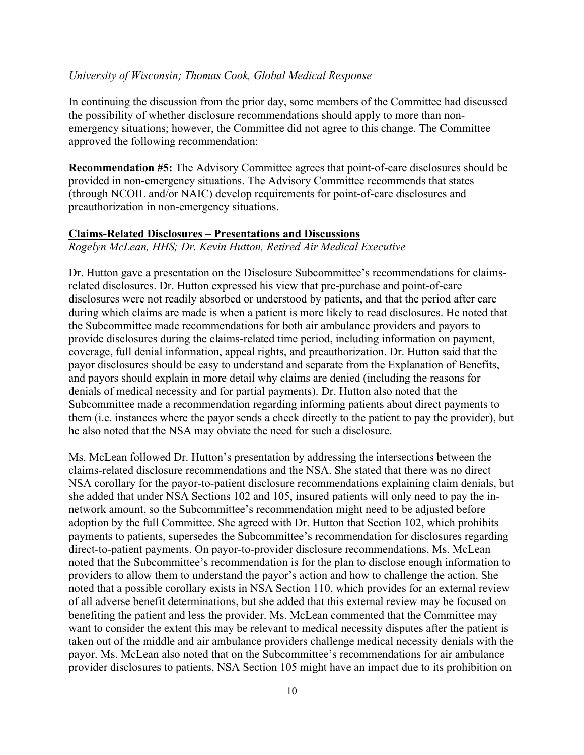*University of Wisconsin; Thomas Cook, Global Medical Response*

In continuing the discussion from the prior day, some members of the Committee had discussed the possibility of whether disclosure recommendations should apply to more than non-emergency situations; however, the Committee did not agree to this change. The Committee approved the following recommendation:

**Recommendation #5:** The Advisory Committee agrees that point-of-care disclosures should be provided in non-emergency situations. The Advisory Committee recommends that states (through NCOIL and/or NAIC) develop requirements for point-of-care disclosures and preauthorization in non-emergency situations.

**Claims-Related Disclosures – Presentations and Discussions**
*Rogelyn McLean, HHS; Dr. Kevin Hutton, Retired Air Medical Executive*

Dr. Hutton gave a presentation on the Disclosure Subcommittee's recommendations for claims-related disclosures. Dr. Hutton expressed his view that pre-purchase and point-of-care disclosures were not readily absorbed or understood by patients, and that the period after care during which claims are made is when a patient is more likely to read disclosures. He noted that the Subcommittee made recommendations for both air ambulance providers and payors to provide disclosures during the claims-related time period, including information on payment, coverage, full denial information, appeal rights, and preauthorization. Dr. Hutton said that the payor disclosures should be easy to understand and separate from the Explanation of Benefits, and payors should explain in more detail why claims are denied (including the reasons for denials of medical necessity and for partial payments). Dr. Hutton also noted that the Subcommittee made a recommendation regarding informing patients about direct payments to them (i.e. instances where the payor sends a check directly to the patient to pay the provider), but he also noted that the NSA may obviate the need for such a disclosure.

Ms. McLean followed Dr. Hutton's presentation by addressing the intersections between the claims-related disclosure recommendations and the NSA. She stated that there was no direct NSA corollary for the payor-to-patient disclosure recommendations explaining claim denials, but she added that under NSA Sections 102 and 105, insured patients will only need to pay the in-network amount, so the Subcommittee's recommendation might need to be adjusted before adoption by the full Committee. She agreed with Dr. Hutton that Section 102, which prohibits payments to patients, supersedes the Subcommittee's recommendation for disclosures regarding direct-to-patient payments. On payor-to-provider disclosure recommendations, Ms. McLean noted that the Subcommittee's recommendation is for the plan to disclose enough information to providers to allow them to understand the payor's action and how to challenge the action. She noted that a possible corollary exists in NSA Section 110, which provides for an external review of all adverse benefit determinations, but she added that this external review may be focused on benefiting the patient and less the provider. Ms. McLean commented that the Committee may want to consider the extent this may be relevant to medical necessity disputes after the patient is taken out of the middle and air ambulance providers challenge medical necessity denials with the payor. Ms. McLean also noted that on the Subcommittee's recommendations for air ambulance provider disclosures to patients, NSA Section 105 might have an impact due to its prohibition on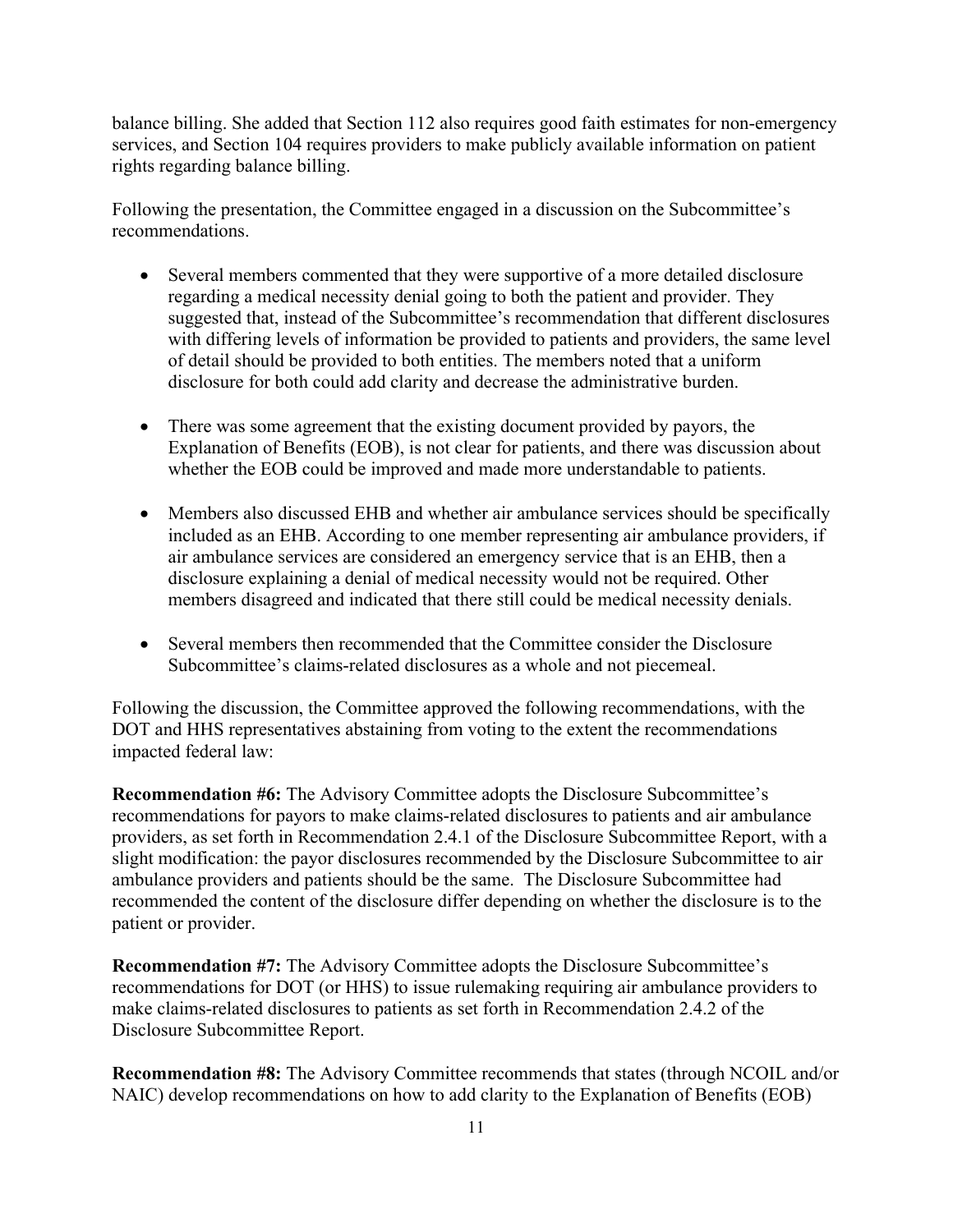balance billing. She added that Section 112 also requires good faith estimates for non-emergency services, and Section 104 requires providers to make publicly available information on patient rights regarding balance billing.

Following the presentation, the Committee engaged in a discussion on the Subcommittee's recommendations.

- Several members commented that they were supportive of a more detailed disclosure regarding a medical necessity denial going to both the patient and provider. They suggested that, instead of the Subcommittee's recommendation that different disclosures with differing levels of information be provided to patients and providers, the same level of detail should be provided to both entities. The members noted that a uniform disclosure for both could add clarity and decrease the administrative burden.
- There was some agreement that the existing document provided by payors, the Explanation of Benefits (EOB), is not clear for patients, and there was discussion about whether the EOB could be improved and made more understandable to patients.
- Members also discussed EHB and whether air ambulance services should be specifically included as an EHB. According to one member representing air ambulance providers, if air ambulance services are considered an emergency service that is an EHB, then a disclosure explaining a denial of medical necessity would not be required. Other members disagreed and indicated that there still could be medical necessity denials.
- Several members then recommended that the Committee consider the Disclosure Subcommittee's claims-related disclosures as a whole and not piecemeal.

Following the discussion, the Committee approved the following recommendations, with the DOT and HHS representatives abstaining from voting to the extent the recommendations impacted federal law:

**Recommendation #6:** The Advisory Committee adopts the Disclosure Subcommittee's recommendations for payors to make claims-related disclosures to patients and air ambulance providers, as set forth in Recommendation 2.4.1 of the Disclosure Subcommittee Report, with a slight modification: the payor disclosures recommended by the Disclosure Subcommittee to air ambulance providers and patients should be the same. The Disclosure Subcommittee had recommended the content of the disclosure differ depending on whether the disclosure is to the patient or provider.

**Recommendation #7:** The Advisory Committee adopts the Disclosure Subcommittee's recommendations for DOT (or HHS) to issue rulemaking requiring air ambulance providers to make claims-related disclosures to patients as set forth in Recommendation 2.4.2 of the Disclosure Subcommittee Report.

**Recommendation #8:** The Advisory Committee recommends that states (through NCOIL and/or NAIC) develop recommendations on how to add clarity to the Explanation of Benefits (EOB)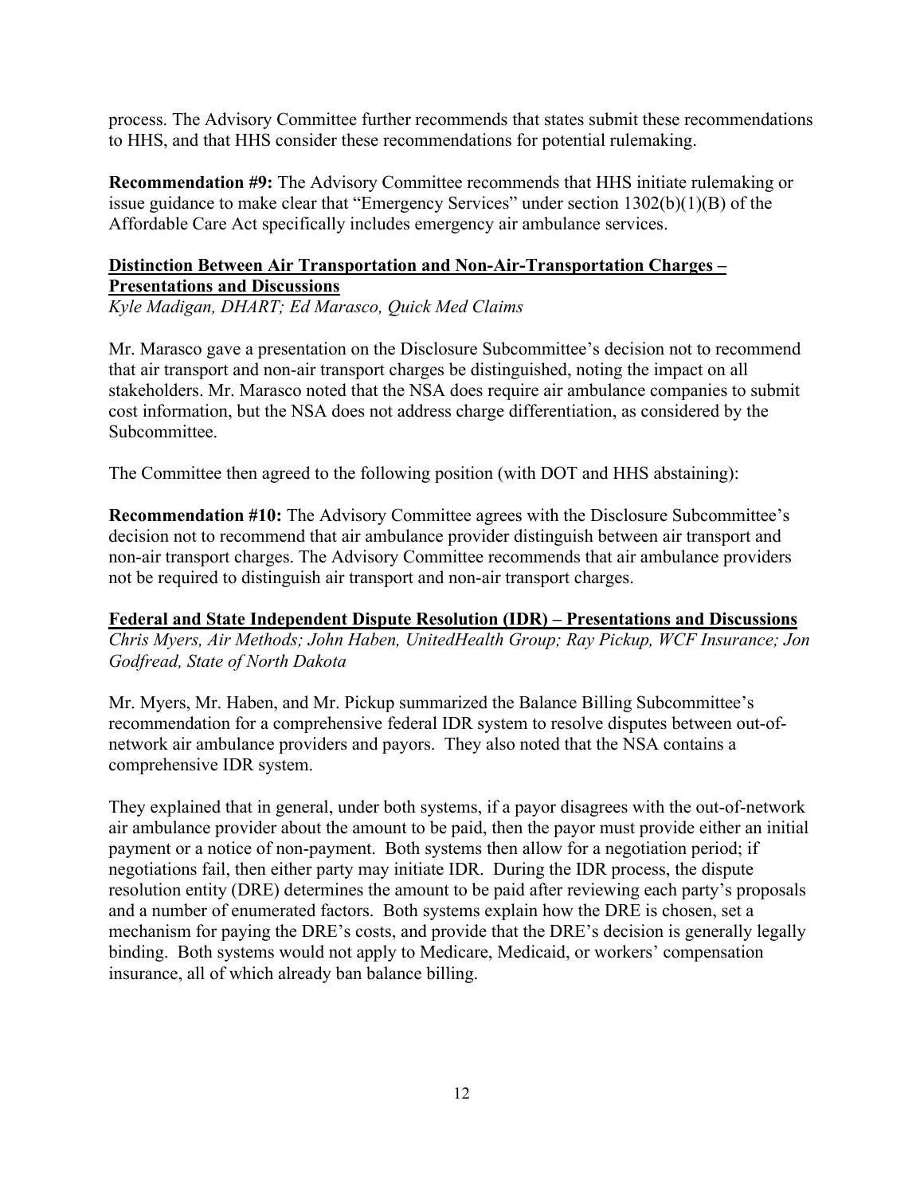process. The Advisory Committee further recommends that states submit these recommendations to HHS, and that HHS consider these recommendations for potential rulemaking.

**Recommendation #9:** The Advisory Committee recommends that HHS initiate rulemaking or issue guidance to make clear that "Emergency Services" under section 1302(b)(1)(B) of the Affordable Care Act specifically includes emergency air ambulance services.

## Distinction Between Air Transportation and Non-Air-Transportation Charges – Presentations and Discussions

*Kyle Madigan, DHART; Ed Marasco, Quick Med Claims*

Mr. Marasco gave a presentation on the Disclosure Subcommittee's decision not to recommend that air transport and non-air transport charges be distinguished, noting the impact on all stakeholders. Mr. Marasco noted that the NSA does require air ambulance companies to submit cost information, but the NSA does not address charge differentiation, as considered by the Subcommittee.

The Committee then agreed to the following position (with DOT and HHS abstaining):

**Recommendation #10:** The Advisory Committee agrees with the Disclosure Subcommittee's decision not to recommend that air ambulance provider distinguish between air transport and non-air transport charges. The Advisory Committee recommends that air ambulance providers not be required to distinguish air transport and non-air transport charges.

## Federal and State Independent Dispute Resolution (IDR) – Presentations and Discussions

*Chris Myers, Air Methods; John Haben, UnitedHealth Group; Ray Pickup, WCF Insurance; Jon Godfread, State of North Dakota*

Mr. Myers, Mr. Haben, and Mr. Pickup summarized the Balance Billing Subcommittee's recommendation for a comprehensive federal IDR system to resolve disputes between out-of-network air ambulance providers and payors. They also noted that the NSA contains a comprehensive IDR system.

They explained that in general, under both systems, if a payor disagrees with the out-of-network air ambulance provider about the amount to be paid, then the payor must provide either an initial payment or a notice of non-payment. Both systems then allow for a negotiation period; if negotiations fail, then either party may initiate IDR. During the IDR process, the dispute resolution entity (DRE) determines the amount to be paid after reviewing each party's proposals and a number of enumerated factors. Both systems explain how the DRE is chosen, set a mechanism for paying the DRE's costs, and provide that the DRE's decision is generally legally binding. Both systems would not apply to Medicare, Medicaid, or workers' compensation insurance, all of which already ban balance billing.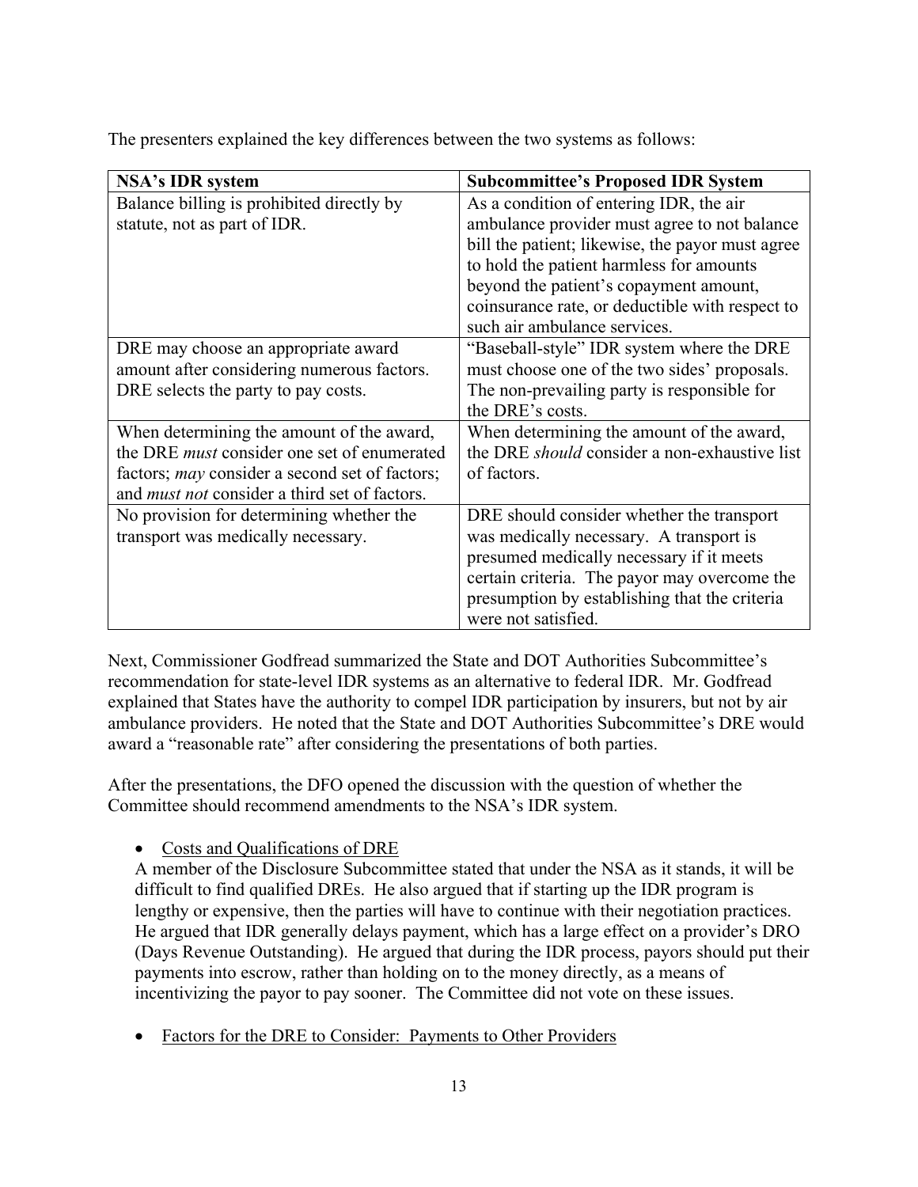The presenters explained the key differences between the two systems as follows:

| NSA's IDR system | Subcommittee's Proposed IDR System |
|---|---|
| Balance billing is prohibited directly by statute, not as part of IDR. | As a condition of entering IDR, the air ambulance provider must agree to not balance bill the patient; likewise, the payor must agree to hold the patient harmless for amounts beyond the patient's copayment amount, coinsurance rate, or deductible with respect to such air ambulance services. |
| DRE may choose an appropriate award amount after considering numerous factors. DRE selects the party to pay costs. | "Baseball-style" IDR system where the DRE must choose one of the two sides' proposals. The non-prevailing party is responsible for the DRE's costs. |
| When determining the amount of the award, the DRE *must* consider one set of enumerated factors; *may* consider a second set of factors; and *must not* consider a third set of factors. | When determining the amount of the award, the DRE *should* consider a non-exhaustive list of factors. |
| No provision for determining whether the transport was medically necessary. | DRE should consider whether the transport was medically necessary. A transport is presumed medically necessary if it meets certain criteria. The payor may overcome the presumption by establishing that the criteria were not satisfied. |

Next, Commissioner Godfread summarized the State and DOT Authorities Subcommittee's recommendation for state-level IDR systems as an alternative to federal IDR. Mr. Godfread explained that States have the authority to compel IDR participation by insurers, but not by air ambulance providers. He noted that the State and DOT Authorities Subcommittee's DRE would award a "reasonable rate" after considering the presentations of both parties.

After the presentations, the DFO opened the discussion with the question of whether the Committee should recommend amendments to the NSA's IDR system.

- <u>Costs and Qualifications of DRE</u>
  A member of the Disclosure Subcommittee stated that under the NSA as it stands, it will be difficult to find qualified DREs. He also argued that if starting up the IDR program is lengthy or expensive, then the parties will have to continue with their negotiation practices. He argued that IDR generally delays payment, which has a large effect on a provider's DRO (Days Revenue Outstanding). He argued that during the IDR process, payors should put their payments into escrow, rather than holding on to the money directly, as a means of incentivizing the payor to pay sooner. The Committee did not vote on these issues.

- <u>Factors for the DRE to Consider: Payments to Other Providers</u>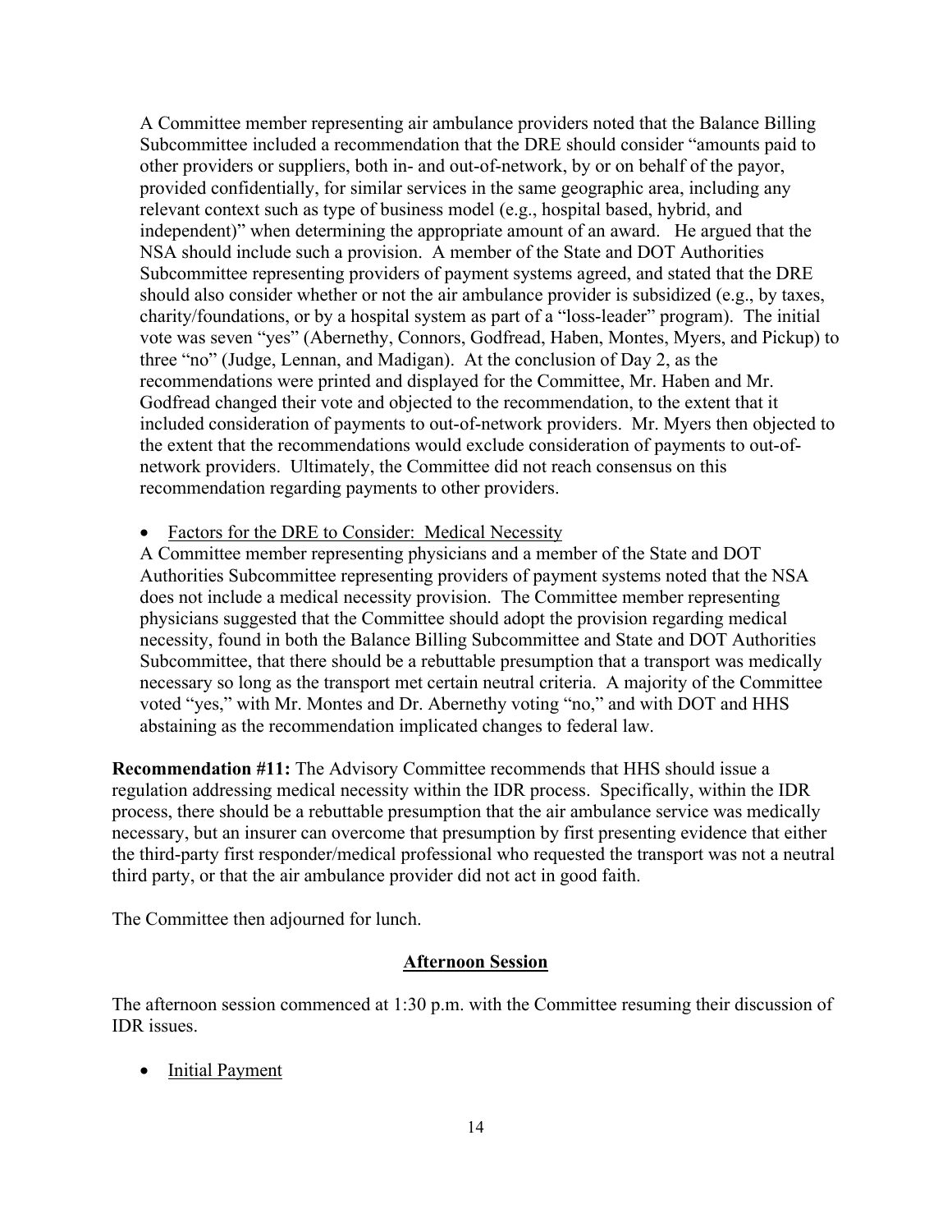A Committee member representing air ambulance providers noted that the Balance Billing Subcommittee included a recommendation that the DRE should consider "amounts paid to other providers or suppliers, both in- and out-of-network, by or on behalf of the payor, provided confidentially, for similar services in the same geographic area, including any relevant context such as type of business model (e.g., hospital based, hybrid, and independent)" when determining the appropriate amount of an award. He argued that the NSA should include such a provision. A member of the State and DOT Authorities Subcommittee representing providers of payment systems agreed, and stated that the DRE should also consider whether or not the air ambulance provider is subsidized (e.g., by taxes, charity/foundations, or by a hospital system as part of a "loss-leader" program). The initial vote was seven "yes" (Abernethy, Connors, Godfread, Haben, Montes, Myers, and Pickup) to three "no" (Judge, Lennan, and Madigan). At the conclusion of Day 2, as the recommendations were printed and displayed for the Committee, Mr. Haben and Mr. Godfread changed their vote and objected to the recommendation, to the extent that it included consideration of payments to out-of-network providers. Mr. Myers then objected to the extent that the recommendations would exclude consideration of payments to out-of-network providers. Ultimately, the Committee did not reach consensus on this recommendation regarding payments to other providers.

- <u>Factors for the DRE to Consider: Medical Necessity</u>

A Committee member representing physicians and a member of the State and DOT Authorities Subcommittee representing providers of payment systems noted that the NSA does not include a medical necessity provision. The Committee member representing physicians suggested that the Committee should adopt the provision regarding medical necessity, found in both the Balance Billing Subcommittee and State and DOT Authorities Subcommittee, that there should be a rebuttable presumption that a transport was medically necessary so long as the transport met certain neutral criteria. A majority of the Committee voted "yes," with Mr. Montes and Dr. Abernethy voting "no," and with DOT and HHS abstaining as the recommendation implicated changes to federal law.

**Recommendation #11:** The Advisory Committee recommends that HHS should issue a regulation addressing medical necessity within the IDR process. Specifically, within the IDR process, there should be a rebuttable presumption that the air ambulance service was medically necessary, but an insurer can overcome that presumption by first presenting evidence that either the third-party first responder/medical professional who requested the transport was not a neutral third party, or that the air ambulance provider did not act in good faith.

The Committee then adjourned for lunch.

## <u>Afternoon Session</u>

The afternoon session commenced at 1:30 p.m. with the Committee resuming their discussion of IDR issues.

- <u>Initial Payment</u>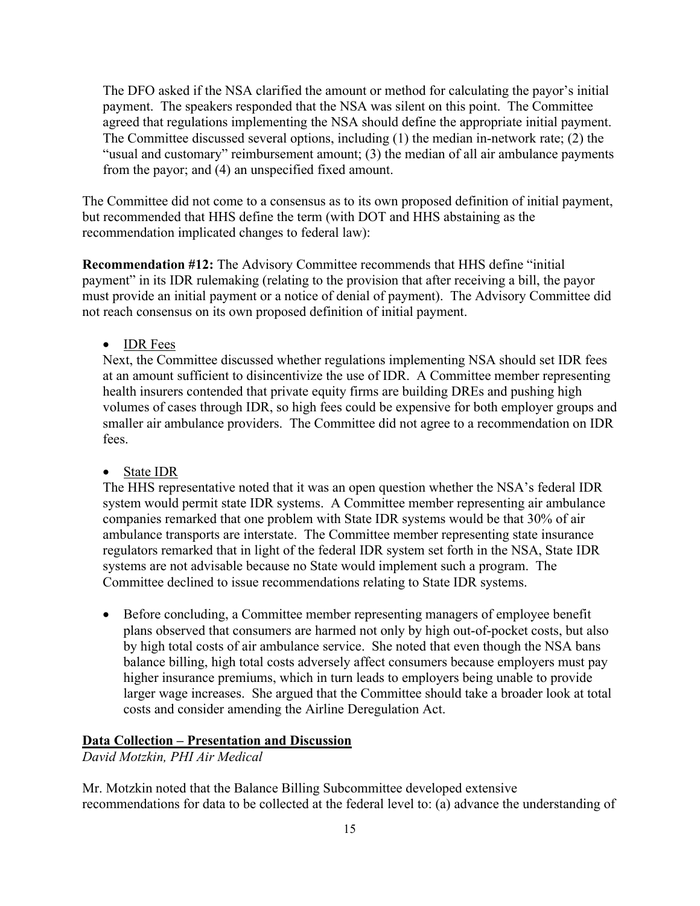The DFO asked if the NSA clarified the amount or method for calculating the payor's initial payment. The speakers responded that the NSA was silent on this point. The Committee agreed that regulations implementing the NSA should define the appropriate initial payment. The Committee discussed several options, including (1) the median in-network rate; (2) the "usual and customary" reimbursement amount; (3) the median of all air ambulance payments from the payor; and (4) an unspecified fixed amount.

The Committee did not come to a consensus as to its own proposed definition of initial payment, but recommended that HHS define the term (with DOT and HHS abstaining as the recommendation implicated changes to federal law):

**Recommendation #12:** The Advisory Committee recommends that HHS define "initial payment" in its IDR rulemaking (relating to the provision that after receiving a bill, the payor must provide an initial payment or a notice of denial of payment). The Advisory Committee did not reach consensus on its own proposed definition of initial payment.

- IDR Fees
  
  Next, the Committee discussed whether regulations implementing NSA should set IDR fees at an amount sufficient to disincentivize the use of IDR. A Committee member representing health insurers contended that private equity firms are building DREs and pushing high volumes of cases through IDR, so high fees could be expensive for both employer groups and smaller air ambulance providers. The Committee did not agree to a recommendation on IDR fees.

- State IDR
  
  The HHS representative noted that it was an open question whether the NSA's federal IDR system would permit state IDR systems. A Committee member representing air ambulance companies remarked that one problem with State IDR systems would be that 30% of air ambulance transports are interstate. The Committee member representing state insurance regulators remarked that in light of the federal IDR system set forth in the NSA, State IDR systems are not advisable because no State would implement such a program. The Committee declined to issue recommendations relating to State IDR systems.

- Before concluding, a Committee member representing managers of employee benefit plans observed that consumers are harmed not only by high out-of-pocket costs, but also by high total costs of air ambulance service. She noted that even though the NSA bans balance billing, high total costs adversely affect consumers because employers must pay higher insurance premiums, which in turn leads to employers being unable to provide larger wage increases. She argued that the Committee should take a broader look at total costs and consider amending the Airline Deregulation Act.

## Data Collection – Presentation and Discussion

*David Motzkin, PHI Air Medical*

Mr. Motzkin noted that the Balance Billing Subcommittee developed extensive recommendations for data to be collected at the federal level to: (a) advance the understanding of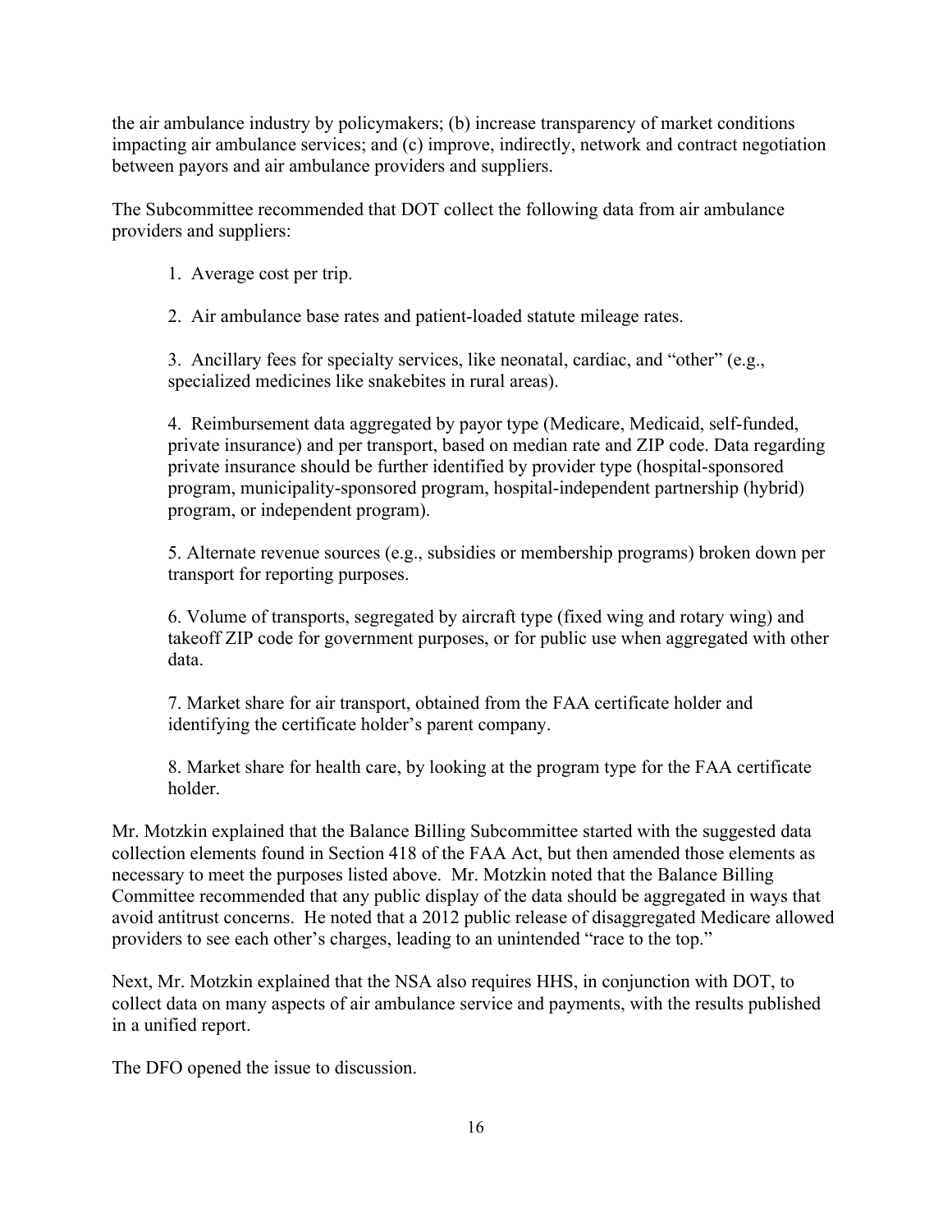the air ambulance industry by policymakers; (b) increase transparency of market conditions impacting air ambulance services; and (c) improve, indirectly, network and contract negotiation between payors and air ambulance providers and suppliers.

The Subcommittee recommended that DOT collect the following data from air ambulance providers and suppliers:

1. Average cost per trip.

2. Air ambulance base rates and patient-loaded statute mileage rates.

3. Ancillary fees for specialty services, like neonatal, cardiac, and "other" (e.g., specialized medicines like snakebites in rural areas).

4. Reimbursement data aggregated by payor type (Medicare, Medicaid, self-funded, private insurance) and per transport, based on median rate and ZIP code. Data regarding private insurance should be further identified by provider type (hospital-sponsored program, municipality-sponsored program, hospital-independent partnership (hybrid) program, or independent program).

5. Alternate revenue sources (e.g., subsidies or membership programs) broken down per transport for reporting purposes.

6. Volume of transports, segregated by aircraft type (fixed wing and rotary wing) and takeoff ZIP code for government purposes, or for public use when aggregated with other data.

7. Market share for air transport, obtained from the FAA certificate holder and identifying the certificate holder's parent company.

8. Market share for health care, by looking at the program type for the FAA certificate holder.

Mr. Motzkin explained that the Balance Billing Subcommittee started with the suggested data collection elements found in Section 418 of the FAA Act, but then amended those elements as necessary to meet the purposes listed above. Mr. Motzkin noted that the Balance Billing Committee recommended that any public display of the data should be aggregated in ways that avoid antitrust concerns. He noted that a 2012 public release of disaggregated Medicare allowed providers to see each other's charges, leading to an unintended "race to the top."

Next, Mr. Motzkin explained that the NSA also requires HHS, in conjunction with DOT, to collect data on many aspects of air ambulance service and payments, with the results published in a unified report.

The DFO opened the issue to discussion.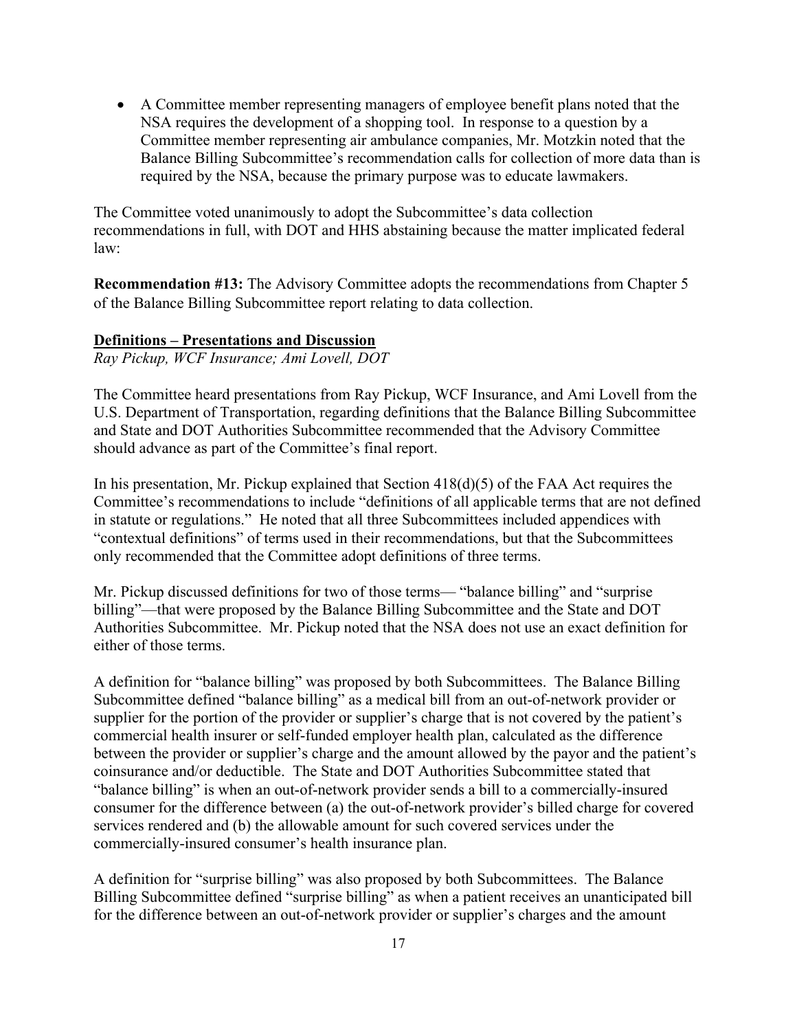- A Committee member representing managers of employee benefit plans noted that the NSA requires the development of a shopping tool. In response to a question by a Committee member representing air ambulance companies, Mr. Motzkin noted that the Balance Billing Subcommittee's recommendation calls for collection of more data than is required by the NSA, because the primary purpose was to educate lawmakers.

The Committee voted unanimously to adopt the Subcommittee's data collection recommendations in full, with DOT and HHS abstaining because the matter implicated federal law:

**Recommendation #13:** The Advisory Committee adopts the recommendations from Chapter 5 of the Balance Billing Subcommittee report relating to data collection.

**Definitions – Presentations and Discussion**

*Ray Pickup, WCF Insurance; Ami Lovell, DOT*

The Committee heard presentations from Ray Pickup, WCF Insurance, and Ami Lovell from the U.S. Department of Transportation, regarding definitions that the Balance Billing Subcommittee and State and DOT Authorities Subcommittee recommended that the Advisory Committee should advance as part of the Committee's final report.

In his presentation, Mr. Pickup explained that Section 418(d)(5) of the FAA Act requires the Committee's recommendations to include "definitions of all applicable terms that are not defined in statute or regulations." He noted that all three Subcommittees included appendices with "contextual definitions" of terms used in their recommendations, but that the Subcommittees only recommended that the Committee adopt definitions of three terms.

Mr. Pickup discussed definitions for two of those terms— "balance billing" and "surprise billing"—that were proposed by the Balance Billing Subcommittee and the State and DOT Authorities Subcommittee. Mr. Pickup noted that the NSA does not use an exact definition for either of those terms.

A definition for "balance billing" was proposed by both Subcommittees. The Balance Billing Subcommittee defined "balance billing" as a medical bill from an out-of-network provider or supplier for the portion of the provider or supplier's charge that is not covered by the patient's commercial health insurer or self-funded employer health plan, calculated as the difference between the provider or supplier's charge and the amount allowed by the payor and the patient's coinsurance and/or deductible. The State and DOT Authorities Subcommittee stated that "balance billing" is when an out-of-network provider sends a bill to a commercially-insured consumer for the difference between (a) the out-of-network provider's billed charge for covered services rendered and (b) the allowable amount for such covered services under the commercially-insured consumer's health insurance plan.

A definition for "surprise billing" was also proposed by both Subcommittees. The Balance Billing Subcommittee defined "surprise billing" as when a patient receives an unanticipated bill for the difference between an out-of-network provider or supplier's charges and the amount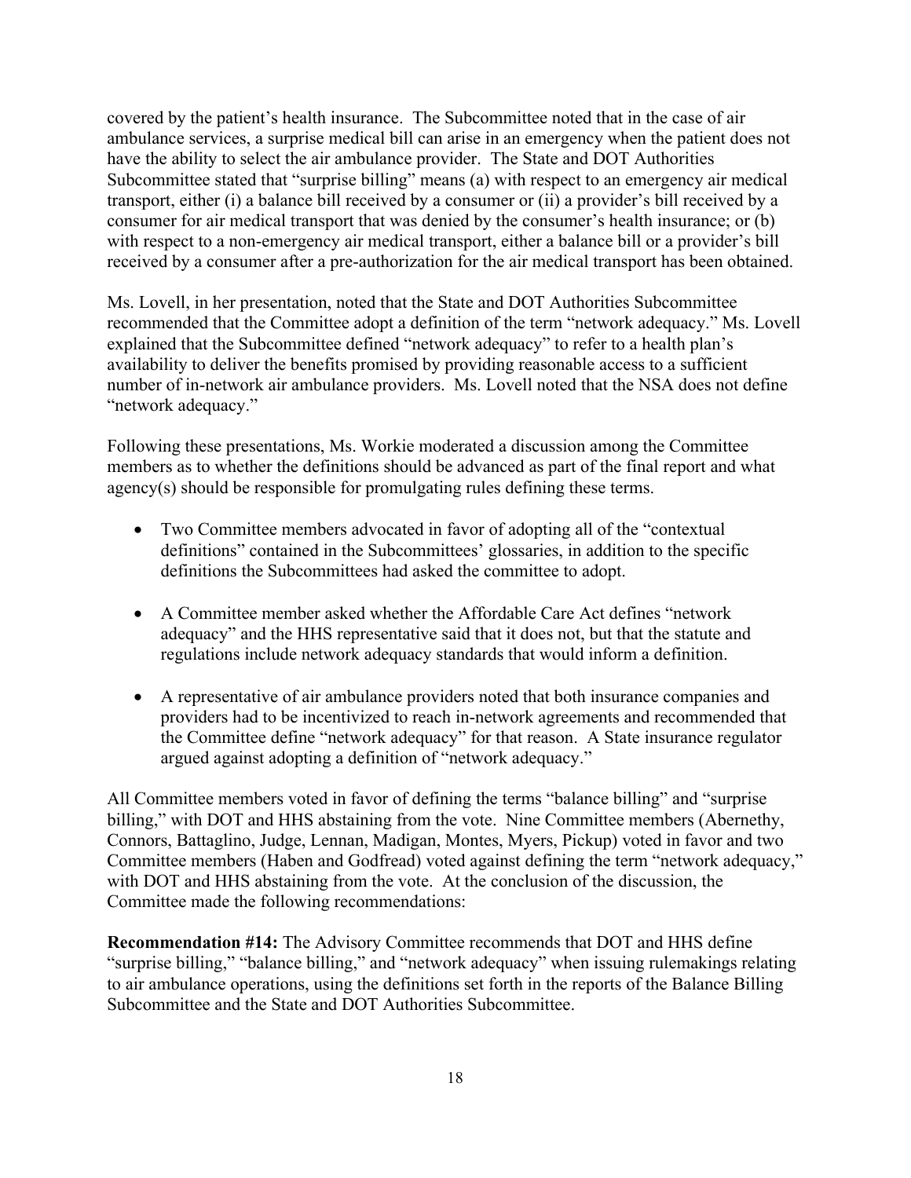covered by the patient's health insurance. The Subcommittee noted that in the case of air ambulance services, a surprise medical bill can arise in an emergency when the patient does not have the ability to select the air ambulance provider. The State and DOT Authorities Subcommittee stated that "surprise billing" means (a) with respect to an emergency air medical transport, either (i) a balance bill received by a consumer or (ii) a provider's bill received by a consumer for air medical transport that was denied by the consumer's health insurance; or (b) with respect to a non-emergency air medical transport, either a balance bill or a provider's bill received by a consumer after a pre-authorization for the air medical transport has been obtained.

Ms. Lovell, in her presentation, noted that the State and DOT Authorities Subcommittee recommended that the Committee adopt a definition of the term "network adequacy." Ms. Lovell explained that the Subcommittee defined "network adequacy" to refer to a health plan's availability to deliver the benefits promised by providing reasonable access to a sufficient number of in-network air ambulance providers. Ms. Lovell noted that the NSA does not define "network adequacy."

Following these presentations, Ms. Workie moderated a discussion among the Committee members as to whether the definitions should be advanced as part of the final report and what agency(s) should be responsible for promulgating rules defining these terms.

- Two Committee members advocated in favor of adopting all of the "contextual definitions" contained in the Subcommittees' glossaries, in addition to the specific definitions the Subcommittees had asked the committee to adopt.

- A Committee member asked whether the Affordable Care Act defines "network adequacy" and the HHS representative said that it does not, but that the statute and regulations include network adequacy standards that would inform a definition.

- A representative of air ambulance providers noted that both insurance companies and providers had to be incentivized to reach in-network agreements and recommended that the Committee define "network adequacy" for that reason. A State insurance regulator argued against adopting a definition of "network adequacy."

All Committee members voted in favor of defining the terms "balance billing" and "surprise billing," with DOT and HHS abstaining from the vote. Nine Committee members (Abernethy, Connors, Battaglino, Judge, Lennan, Madigan, Montes, Myers, Pickup) voted in favor and two Committee members (Haben and Godfread) voted against defining the term "network adequacy," with DOT and HHS abstaining from the vote. At the conclusion of the discussion, the Committee made the following recommendations:

**Recommendation #14:** The Advisory Committee recommends that DOT and HHS define "surprise billing," "balance billing," and "network adequacy" when issuing rulemakings relating to air ambulance operations, using the definitions set forth in the reports of the Balance Billing Subcommittee and the State and DOT Authorities Subcommittee.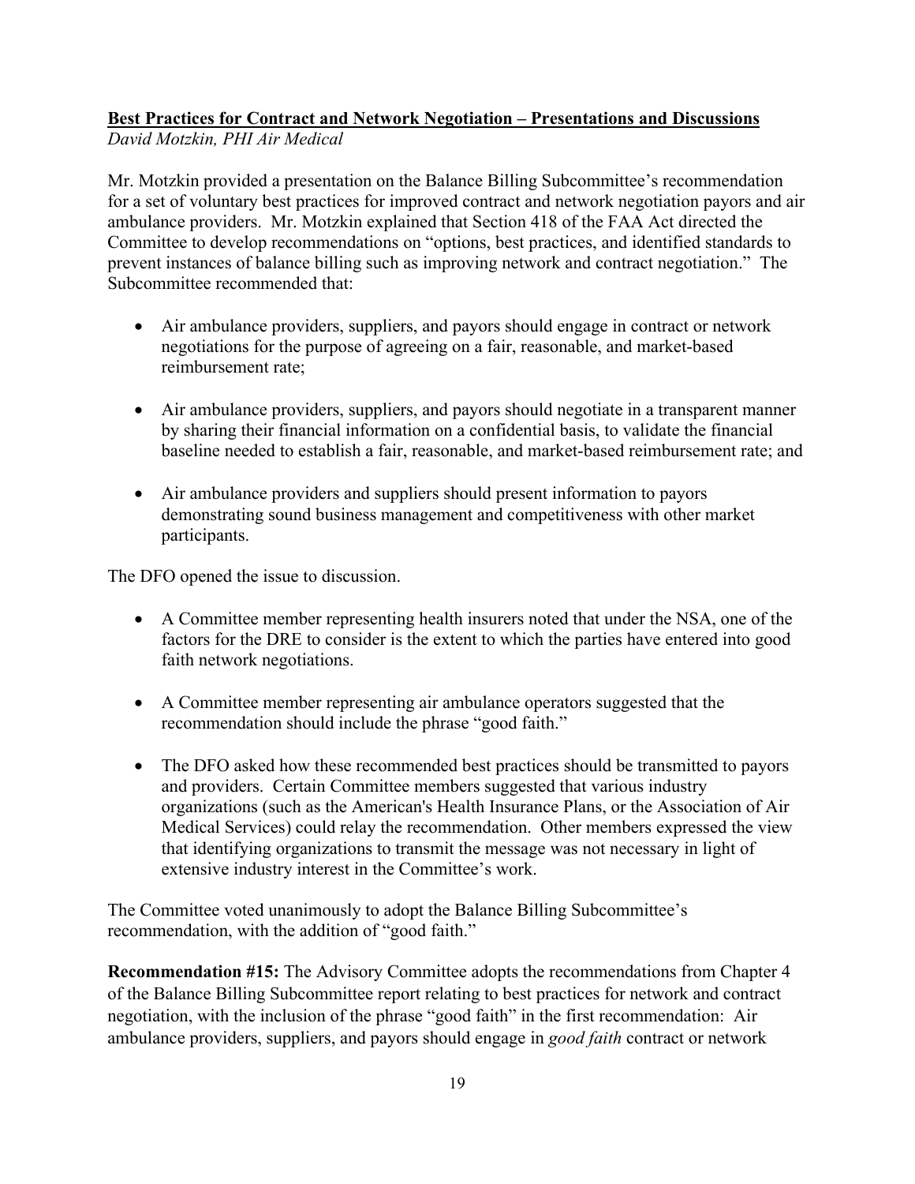**<u>Best Practices for Contract and Network Negotiation – Presentations and Discussions</u>**
*David Motzkin, PHI Air Medical*

Mr. Motzkin provided a presentation on the Balance Billing Subcommittee's recommendation for a set of voluntary best practices for improved contract and network negotiation payors and air ambulance providers. Mr. Motzkin explained that Section 418 of the FAA Act directed the Committee to develop recommendations on "options, best practices, and identified standards to prevent instances of balance billing such as improving network and contract negotiation." The Subcommittee recommended that:

- Air ambulance providers, suppliers, and payors should engage in contract or network negotiations for the purpose of agreeing on a fair, reasonable, and market-based reimbursement rate;
- Air ambulance providers, suppliers, and payors should negotiate in a transparent manner by sharing their financial information on a confidential basis, to validate the financial baseline needed to establish a fair, reasonable, and market-based reimbursement rate; and
- Air ambulance providers and suppliers should present information to payors demonstrating sound business management and competitiveness with other market participants.

The DFO opened the issue to discussion.

- A Committee member representing health insurers noted that under the NSA, one of the factors for the DRE to consider is the extent to which the parties have entered into good faith network negotiations.
- A Committee member representing air ambulance operators suggested that the recommendation should include the phrase "good faith."
- The DFO asked how these recommended best practices should be transmitted to payors and providers. Certain Committee members suggested that various industry organizations (such as the American's Health Insurance Plans, or the Association of Air Medical Services) could relay the recommendation. Other members expressed the view that identifying organizations to transmit the message was not necessary in light of extensive industry interest in the Committee's work.

The Committee voted unanimously to adopt the Balance Billing Subcommittee's recommendation, with the addition of "good faith."

**Recommendation #15:** The Advisory Committee adopts the recommendations from Chapter 4 of the Balance Billing Subcommittee report relating to best practices for network and contract negotiation, with the inclusion of the phrase "good faith" in the first recommendation: Air ambulance providers, suppliers, and payors should engage in *good faith* contract or network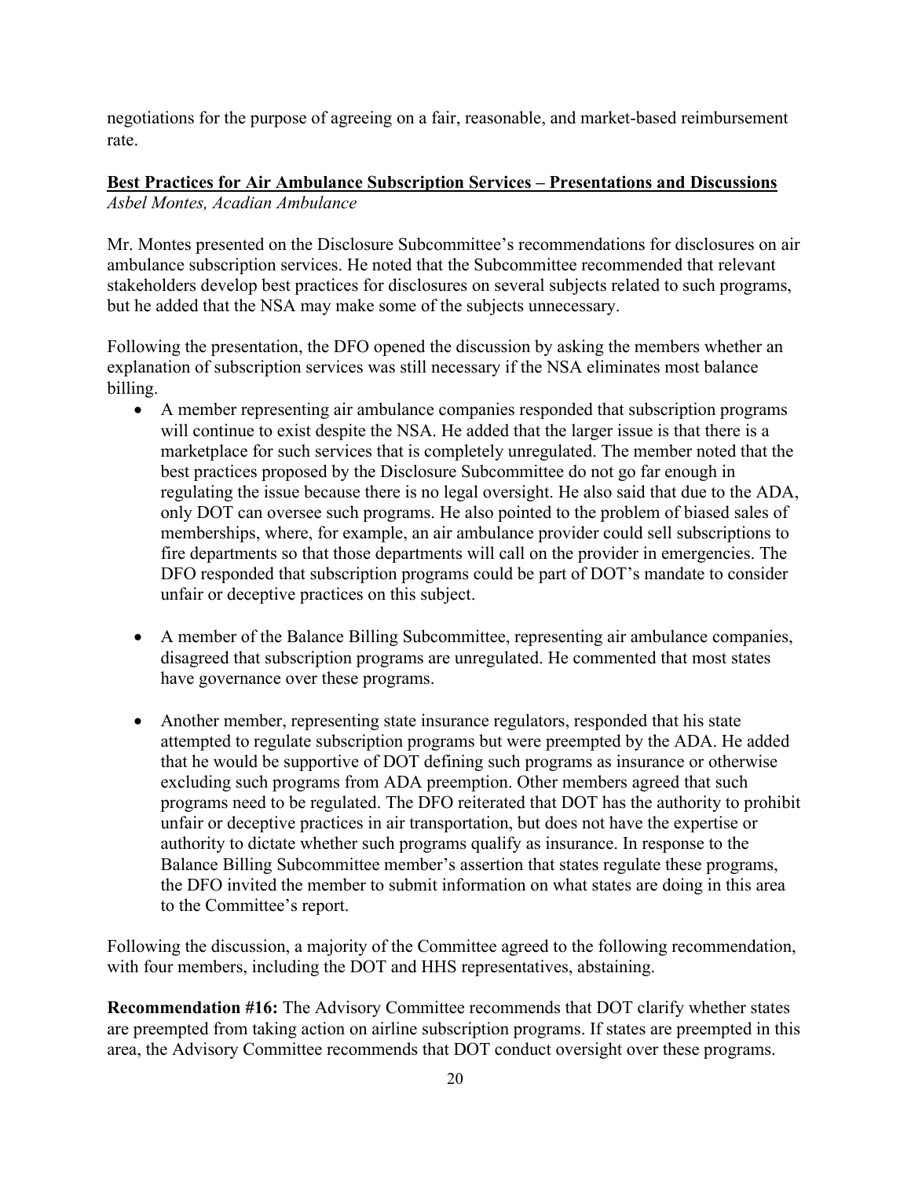negotiations for the purpose of agreeing on a fair, reasonable, and market-based reimbursement rate.

## Best Practices for Air Ambulance Subscription Services – Presentations and Discussions

*Asbel Montes, Acadian Ambulance*

Mr. Montes presented on the Disclosure Subcommittee's recommendations for disclosures on air ambulance subscription services. He noted that the Subcommittee recommended that relevant stakeholders develop best practices for disclosures on several subjects related to such programs, but he added that the NSA may make some of the subjects unnecessary.

Following the presentation, the DFO opened the discussion by asking the members whether an explanation of subscription services was still necessary if the NSA eliminates most balance billing.

- A member representing air ambulance companies responded that subscription programs will continue to exist despite the NSA. He added that the larger issue is that there is a marketplace for such services that is completely unregulated. The member noted that the best practices proposed by the Disclosure Subcommittee do not go far enough in regulating the issue because there is no legal oversight. He also said that due to the ADA, only DOT can oversee such programs. He also pointed to the problem of biased sales of memberships, where, for example, an air ambulance provider could sell subscriptions to fire departments so that those departments will call on the provider in emergencies. The DFO responded that subscription programs could be part of DOT's mandate to consider unfair or deceptive practices on this subject.

- A member of the Balance Billing Subcommittee, representing air ambulance companies, disagreed that subscription programs are unregulated. He commented that most states have governance over these programs.

- Another member, representing state insurance regulators, responded that his state attempted to regulate subscription programs but were preempted by the ADA. He added that he would be supportive of DOT defining such programs as insurance or otherwise excluding such programs from ADA preemption. Other members agreed that such programs need to be regulated. The DFO reiterated that DOT has the authority to prohibit unfair or deceptive practices in air transportation, but does not have the expertise or authority to dictate whether such programs qualify as insurance. In response to the Balance Billing Subcommittee member's assertion that states regulate these programs, the DFO invited the member to submit information on what states are doing in this area to the Committee's report.

Following the discussion, a majority of the Committee agreed to the following recommendation, with four members, including the DOT and HHS representatives, abstaining.

**Recommendation #16:** The Advisory Committee recommends that DOT clarify whether states are preempted from taking action on airline subscription programs. If states are preempted in this area, the Advisory Committee recommends that DOT conduct oversight over these programs.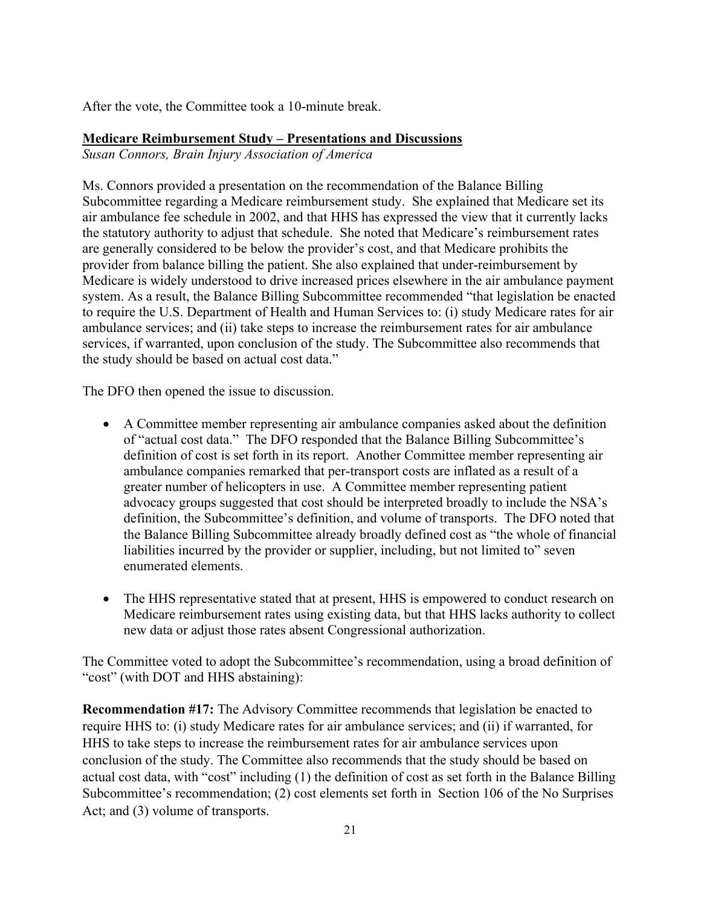After the vote, the Committee took a 10-minute break.

**Medicare Reimbursement Study – Presentations and Discussions**
*Susan Connors, Brain Injury Association of America*

Ms. Connors provided a presentation on the recommendation of the Balance Billing Subcommittee regarding a Medicare reimbursement study. She explained that Medicare set its air ambulance fee schedule in 2002, and that HHS has expressed the view that it currently lacks the statutory authority to adjust that schedule. She noted that Medicare's reimbursement rates are generally considered to be below the provider's cost, and that Medicare prohibits the provider from balance billing the patient. She also explained that under-reimbursement by Medicare is widely understood to drive increased prices elsewhere in the air ambulance payment system. As a result, the Balance Billing Subcommittee recommended "that legislation be enacted to require the U.S. Department of Health and Human Services to: (i) study Medicare rates for air ambulance services; and (ii) take steps to increase the reimbursement rates for air ambulance services, if warranted, upon conclusion of the study. The Subcommittee also recommends that the study should be based on actual cost data."

The DFO then opened the issue to discussion.

- A Committee member representing air ambulance companies asked about the definition of "actual cost data." The DFO responded that the Balance Billing Subcommittee's definition of cost is set forth in its report. Another Committee member representing air ambulance companies remarked that per-transport costs are inflated as a result of a greater number of helicopters in use. A Committee member representing patient advocacy groups suggested that cost should be interpreted broadly to include the NSA's definition, the Subcommittee's definition, and volume of transports. The DFO noted that the Balance Billing Subcommittee already broadly defined cost as "the whole of financial liabilities incurred by the provider or supplier, including, but not limited to" seven enumerated elements.

- The HHS representative stated that at present, HHS is empowered to conduct research on Medicare reimbursement rates using existing data, but that HHS lacks authority to collect new data or adjust those rates absent Congressional authorization.

The Committee voted to adopt the Subcommittee's recommendation, using a broad definition of "cost" (with DOT and HHS abstaining):

**Recommendation #17:** The Advisory Committee recommends that legislation be enacted to require HHS to: (i) study Medicare rates for air ambulance services; and (ii) if warranted, for HHS to take steps to increase the reimbursement rates for air ambulance services upon conclusion of the study. The Committee also recommends that the study should be based on actual cost data, with "cost" including (1) the definition of cost as set forth in the Balance Billing Subcommittee's recommendation; (2) cost elements set forth in Section 106 of the No Surprises Act; and (3) volume of transports.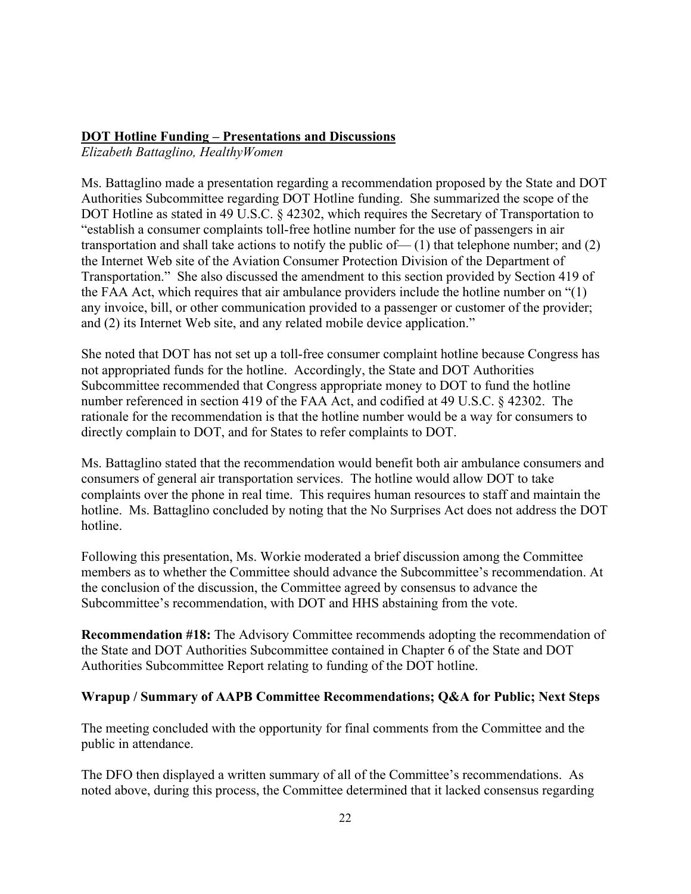**DOT Hotline Funding – Presentations and Discussions**

*Elizabeth Battaglino, HealthyWomen*

Ms. Battaglino made a presentation regarding a recommendation proposed by the State and DOT Authorities Subcommittee regarding DOT Hotline funding. She summarized the scope of the DOT Hotline as stated in 49 U.S.C. § 42302, which requires the Secretary of Transportation to "establish a consumer complaints toll-free hotline number for the use of passengers in air transportation and shall take actions to notify the public of— (1) that telephone number; and (2) the Internet Web site of the Aviation Consumer Protection Division of the Department of Transportation." She also discussed the amendment to this section provided by Section 419 of the FAA Act, which requires that air ambulance providers include the hotline number on "(1) any invoice, bill, or other communication provided to a passenger or customer of the provider; and (2) its Internet Web site, and any related mobile device application."

She noted that DOT has not set up a toll-free consumer complaint hotline because Congress has not appropriated funds for the hotline. Accordingly, the State and DOT Authorities Subcommittee recommended that Congress appropriate money to DOT to fund the hotline number referenced in section 419 of the FAA Act, and codified at 49 U.S.C. § 42302. The rationale for the recommendation is that the hotline number would be a way for consumers to directly complain to DOT, and for States to refer complaints to DOT.

Ms. Battaglino stated that the recommendation would benefit both air ambulance consumers and consumers of general air transportation services. The hotline would allow DOT to take complaints over the phone in real time. This requires human resources to staff and maintain the hotline. Ms. Battaglino concluded by noting that the No Surprises Act does not address the DOT hotline.

Following this presentation, Ms. Workie moderated a brief discussion among the Committee members as to whether the Committee should advance the Subcommittee's recommendation. At the conclusion of the discussion, the Committee agreed by consensus to advance the Subcommittee's recommendation, with DOT and HHS abstaining from the vote.

**Recommendation #18:** The Advisory Committee recommends adopting the recommendation of the State and DOT Authorities Subcommittee contained in Chapter 6 of the State and DOT Authorities Subcommittee Report relating to funding of the DOT hotline.

**Wrapup / Summary of AAPB Committee Recommendations; Q&A for Public; Next Steps**

The meeting concluded with the opportunity for final comments from the Committee and the public in attendance.

The DFO then displayed a written summary of all of the Committee's recommendations. As noted above, during this process, the Committee determined that it lacked consensus regarding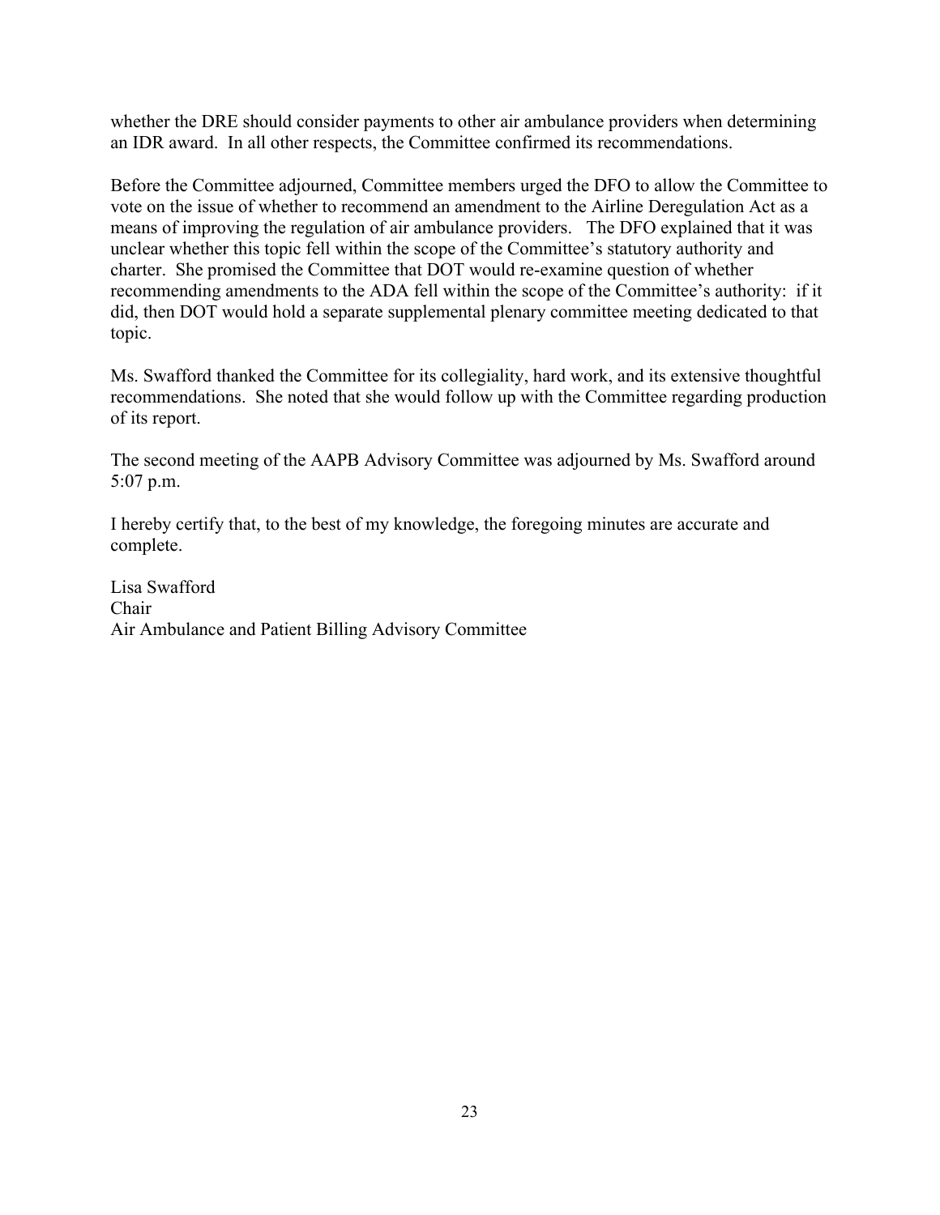whether the DRE should consider payments to other air ambulance providers when determining an IDR award. In all other respects, the Committee confirmed its recommendations.

Before the Committee adjourned, Committee members urged the DFO to allow the Committee to vote on the issue of whether to recommend an amendment to the Airline Deregulation Act as a means of improving the regulation of air ambulance providers. The DFO explained that it was unclear whether this topic fell within the scope of the Committee's statutory authority and charter. She promised the Committee that DOT would re-examine question of whether recommending amendments to the ADA fell within the scope of the Committee's authority: if it did, then DOT would hold a separate supplemental plenary committee meeting dedicated to that topic.

Ms. Swafford thanked the Committee for its collegiality, hard work, and its extensive thoughtful recommendations. She noted that she would follow up with the Committee regarding production of its report.

The second meeting of the AAPB Advisory Committee was adjourned by Ms. Swafford around 5:07 p.m.

I hereby certify that, to the best of my knowledge, the foregoing minutes are accurate and complete.

Lisa Swafford
Chair
Air Ambulance and Patient Billing Advisory Committee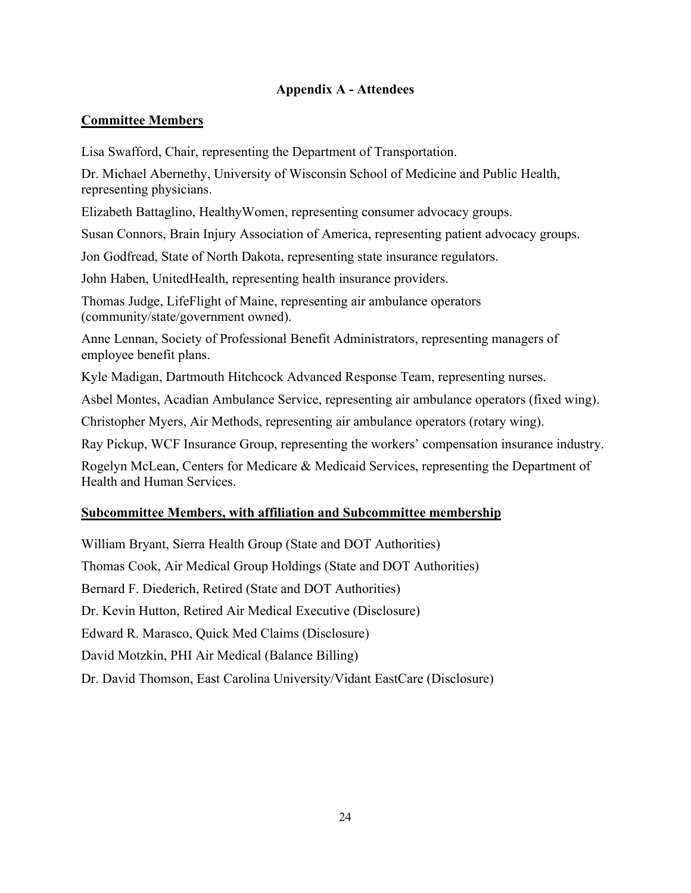## Appendix A - Attendees

### Committee Members

Lisa Swafford, Chair, representing the Department of Transportation.

Dr. Michael Abernethy, University of Wisconsin School of Medicine and Public Health, representing physicians.

Elizabeth Battaglino, HealthyWomen, representing consumer advocacy groups.

Susan Connors, Brain Injury Association of America, representing patient advocacy groups.

Jon Godfread, State of North Dakota, representing state insurance regulators.

John Haben, UnitedHealth, representing health insurance providers.

Thomas Judge, LifeFlight of Maine, representing air ambulance operators (community/state/government owned).

Anne Lennan, Society of Professional Benefit Administrators, representing managers of employee benefit plans.

Kyle Madigan, Dartmouth Hitchcock Advanced Response Team, representing nurses.

Asbel Montes, Acadian Ambulance Service, representing air ambulance operators (fixed wing).

Christopher Myers, Air Methods, representing air ambulance operators (rotary wing).

Ray Pickup, WCF Insurance Group, representing the workers' compensation insurance industry.

Rogelyn McLean, Centers for Medicare & Medicaid Services, representing the Department of Health and Human Services.

### Subcommittee Members, with affiliation and Subcommittee membership

William Bryant, Sierra Health Group (State and DOT Authorities)

Thomas Cook, Air Medical Group Holdings (State and DOT Authorities)

Bernard F. Diederich, Retired (State and DOT Authorities)

Dr. Kevin Hutton, Retired Air Medical Executive (Disclosure)

Edward R. Marasco, Quick Med Claims (Disclosure)

David Motzkin, PHI Air Medical (Balance Billing)

Dr. David Thomson, East Carolina University/Vidant EastCare (Disclosure)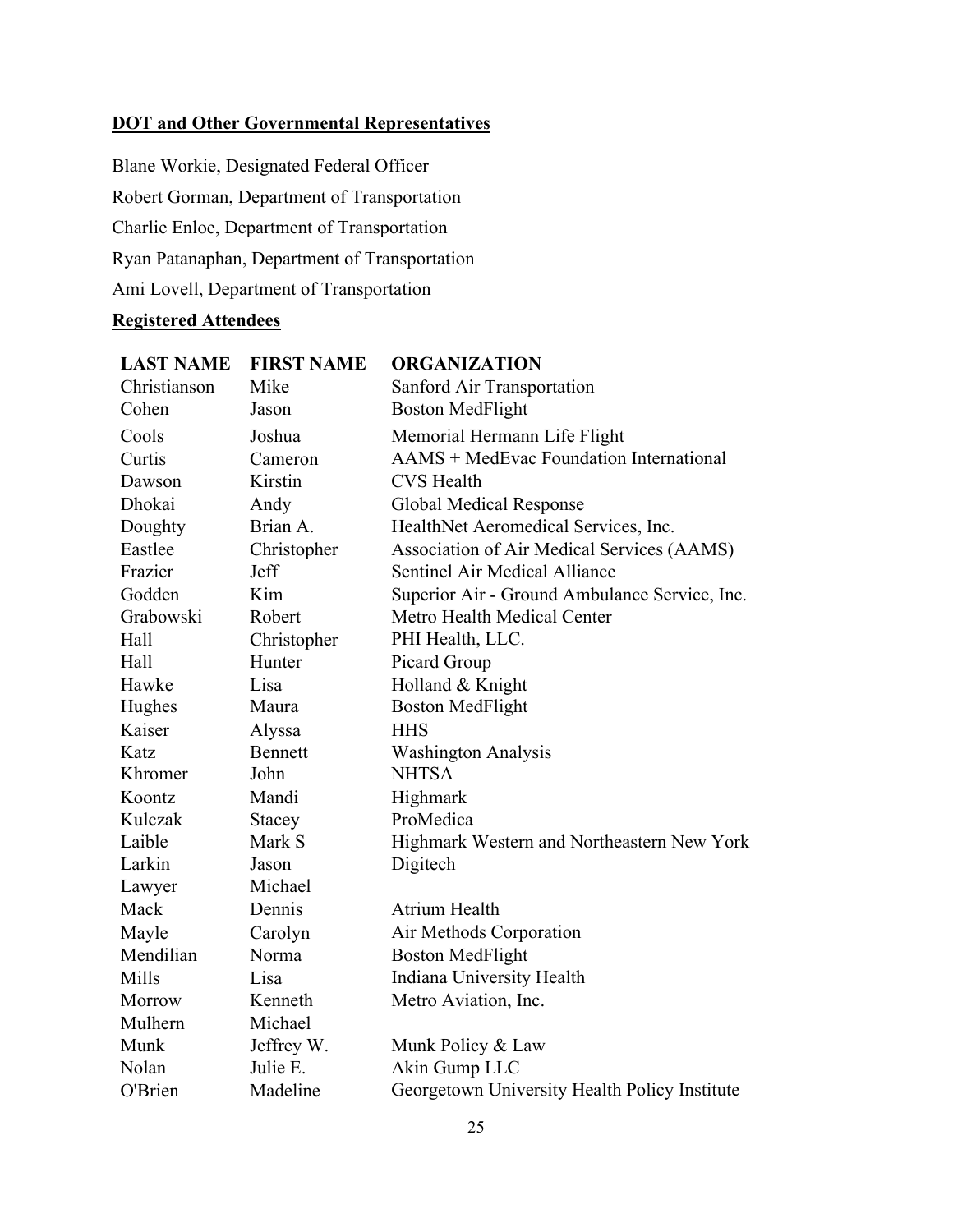**DOT and Other Governmental Representatives**

Blane Workie, Designated Federal Officer

Robert Gorman, Department of Transportation

Charlie Enloe, Department of Transportation

Ryan Patanaphan, Department of Transportation

Ami Lovell, Department of Transportation

**Registered Attendees**

| LAST NAME | FIRST NAME | ORGANIZATION |
|---|---|---|
| Christianson | Mike | Sanford Air Transportation |
| Cohen | Jason | Boston MedFlight |
| Cools | Joshua | Memorial Hermann Life Flight |
| Curtis | Cameron | AAMS + MedEvac Foundation International |
| Dawson | Kirstin | CVS Health |
| Dhokai | Andy | Global Medical Response |
| Doughty | Brian A. | HealthNet Aeromedical Services, Inc. |
| Eastlee | Christopher | Association of Air Medical Services (AAMS) |
| Frazier | Jeff | Sentinel Air Medical Alliance |
| Godden | Kim | Superior Air - Ground Ambulance Service, Inc. |
| Grabowski | Robert | Metro Health Medical Center |
| Hall | Christopher | PHI Health, LLC. |
| Hall | Hunter | Picard Group |
| Hawke | Lisa | Holland & Knight |
| Hughes | Maura | Boston MedFlight |
| Kaiser | Alyssa | HHS |
| Katz | Bennett | Washington Analysis |
| Khromer | John | NHTSA |
| Koontz | Mandi | Highmark |
| Kulczak | Stacey | ProMedica |
| Laible | Mark S | Highmark Western and Northeastern New York |
| Larkin | Jason | Digitech |
| Lawyer | Michael | |
| Mack | Dennis | Atrium Health |
| Mayle | Carolyn | Air Methods Corporation |
| Mendilian | Norma | Boston MedFlight |
| Mills | Lisa | Indiana University Health |
| Morrow | Kenneth | Metro Aviation, Inc. |
| Mulhern | Michael | |
| Munk | Jeffrey W. | Munk Policy & Law |
| Nolan | Julie E. | Akin Gump LLC |
| O'Brien | Madeline | Georgetown University Health Policy Institute |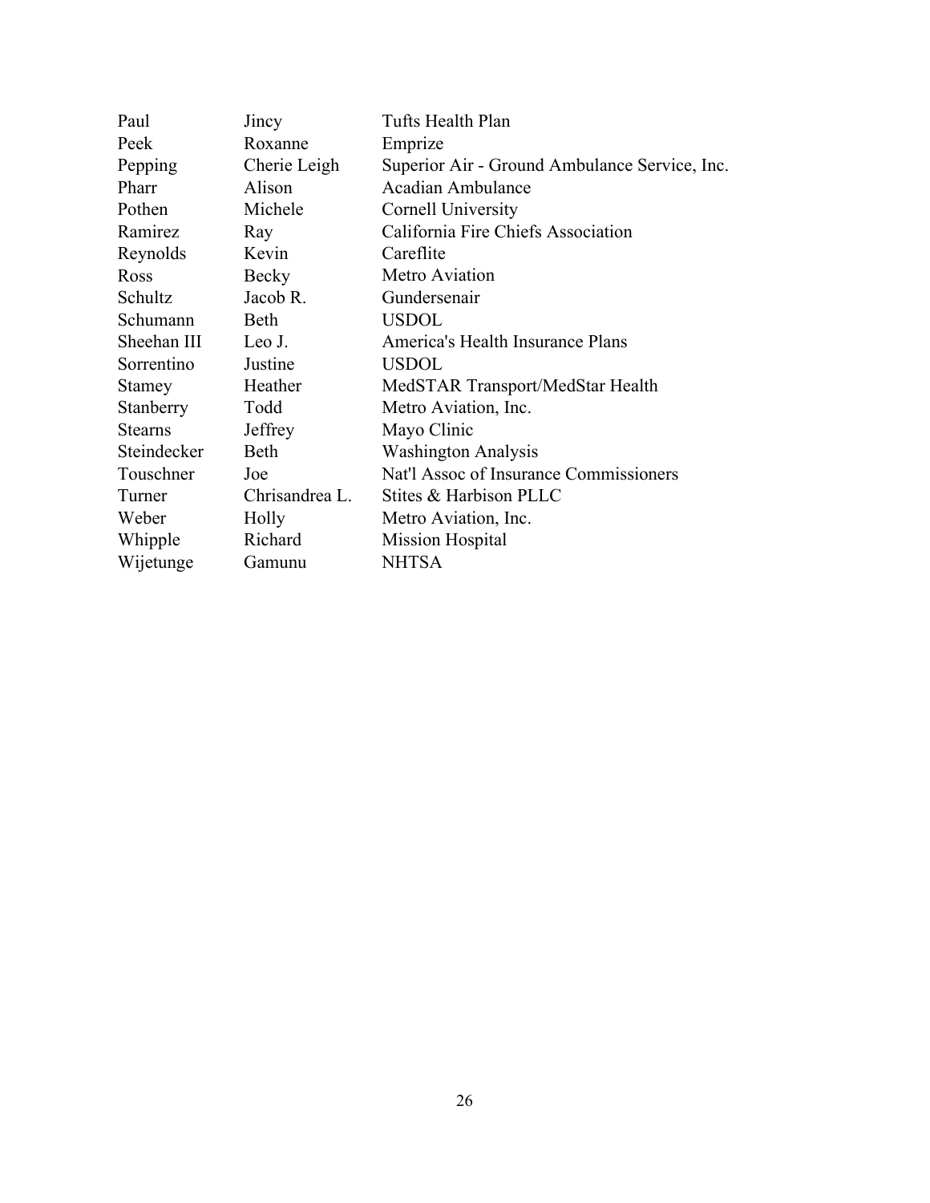| | | |
|---|---|---|
| Paul | Jincy | Tufts Health Plan |
| Peek | Roxanne | Emprize |
| Pepping | Cherie Leigh | Superior Air - Ground Ambulance Service, Inc. |
| Pharr | Alison | Acadian Ambulance |
| Pothen | Michele | Cornell University |
| Ramirez | Ray | California Fire Chiefs Association |
| Reynolds | Kevin | Careflite |
| Ross | Becky | Metro Aviation |
| Schultz | Jacob R. | Gundersenair |
| Schumann | Beth | USDOL |
| Sheehan III | Leo J. | America's Health Insurance Plans |
| Sorrentino | Justine | USDOL |
| Stamey | Heather | MedSTAR Transport/MedStar Health |
| Stanberry | Todd | Metro Aviation, Inc. |
| Stearns | Jeffrey | Mayo Clinic |
| Steindecker | Beth | Washington Analysis |
| Touschner | Joe | Nat'l Assoc of Insurance Commissioners |
| Turner | Chrisandrea L. | Stites & Harbison PLLC |
| Weber | Holly | Metro Aviation, Inc. |
| Whipple | Richard | Mission Hospital |
| Wijetunge | Gamunu | NHTSA |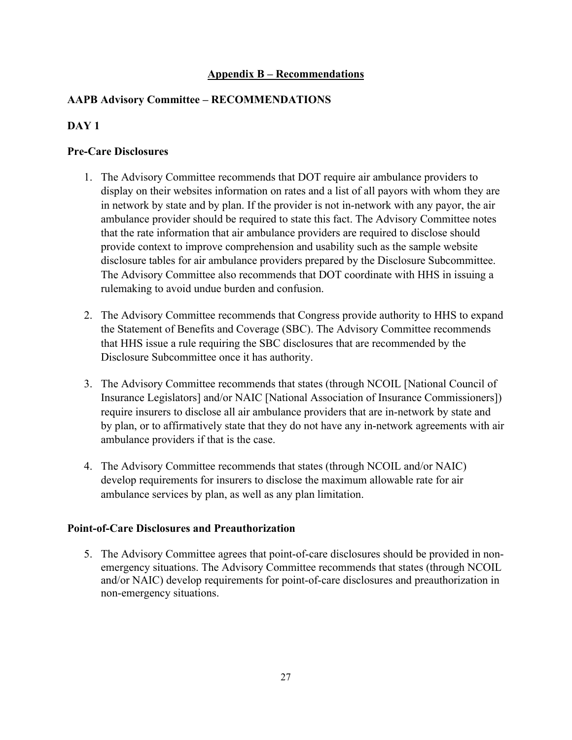## Appendix B – Recommendations

### AAPB Advisory Committee – RECOMMENDATIONS

### DAY 1

#### Pre-Care Disclosures

1. The Advisory Committee recommends that DOT require air ambulance providers to display on their websites information on rates and a list of all payors with whom they are in network by state and by plan. If the provider is not in-network with any payor, the air ambulance provider should be required to state this fact. The Advisory Committee notes that the rate information that air ambulance providers are required to disclose should provide context to improve comprehension and usability such as the sample website disclosure tables for air ambulance providers prepared by the Disclosure Subcommittee. The Advisory Committee also recommends that DOT coordinate with HHS in issuing a rulemaking to avoid undue burden and confusion.

2. The Advisory Committee recommends that Congress provide authority to HHS to expand the Statement of Benefits and Coverage (SBC). The Advisory Committee recommends that HHS issue a rule requiring the SBC disclosures that are recommended by the Disclosure Subcommittee once it has authority.

3. The Advisory Committee recommends that states (through NCOIL [National Council of Insurance Legislators] and/or NAIC [National Association of Insurance Commissioners]) require insurers to disclose all air ambulance providers that are in-network by state and by plan, or to affirmatively state that they do not have any in-network agreements with air ambulance providers if that is the case.

4. The Advisory Committee recommends that states (through NCOIL and/or NAIC) develop requirements for insurers to disclose the maximum allowable rate for air ambulance services by plan, as well as any plan limitation.

#### Point-of-Care Disclosures and Preauthorization

5. The Advisory Committee agrees that point-of-care disclosures should be provided in non-emergency situations. The Advisory Committee recommends that states (through NCOIL and/or NAIC) develop requirements for point-of-care disclosures and preauthorization in non-emergency situations.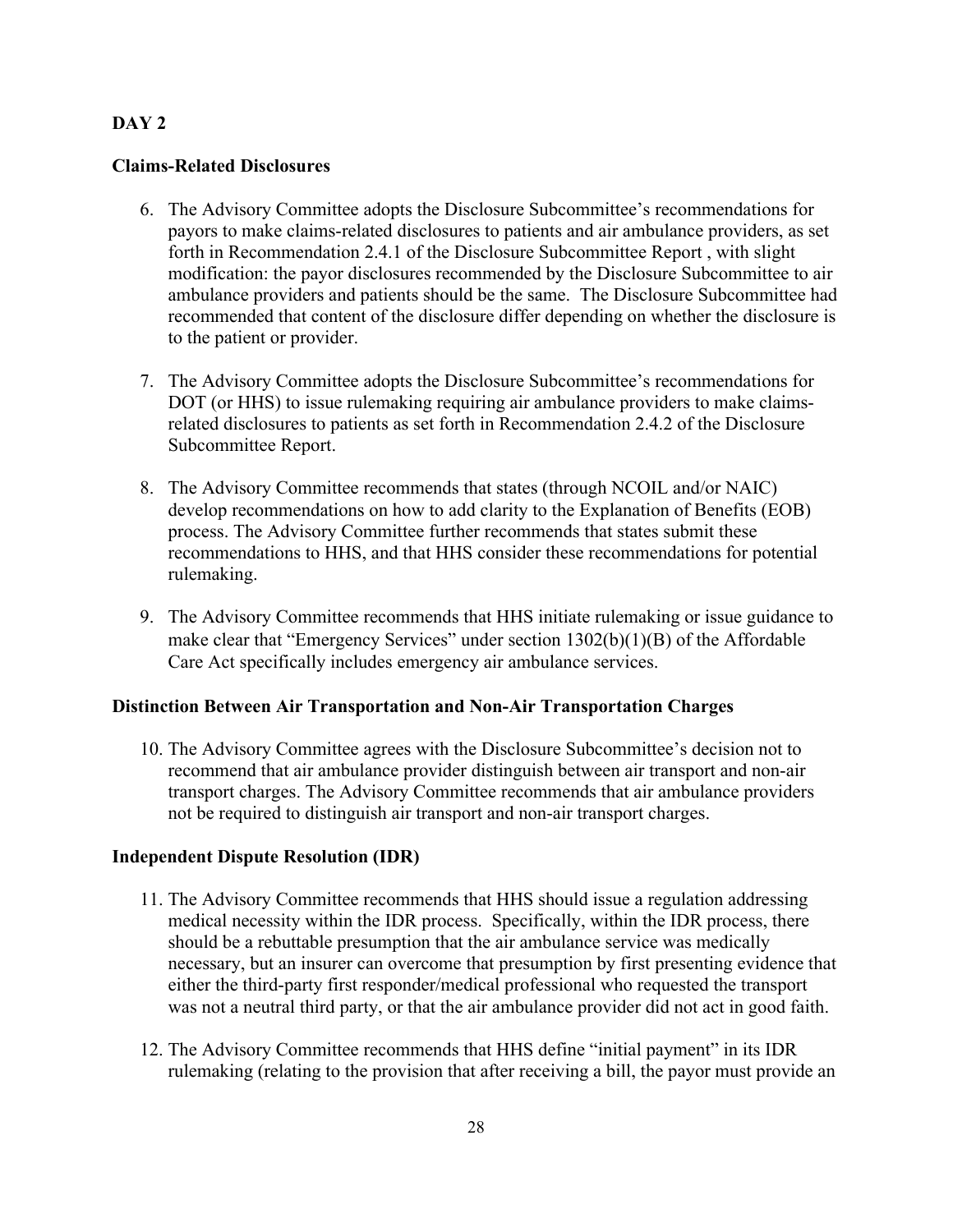## DAY 2

### Claims-Related Disclosures

6. The Advisory Committee adopts the Disclosure Subcommittee's recommendations for payors to make claims-related disclosures to patients and air ambulance providers, as set forth in Recommendation 2.4.1 of the Disclosure Subcommittee Report , with slight modification: the payor disclosures recommended by the Disclosure Subcommittee to air ambulance providers and patients should be the same. The Disclosure Subcommittee had recommended that content of the disclosure differ depending on whether the disclosure is to the patient or provider.

7. The Advisory Committee adopts the Disclosure Subcommittee's recommendations for DOT (or HHS) to issue rulemaking requiring air ambulance providers to make claims-related disclosures to patients as set forth in Recommendation 2.4.2 of the Disclosure Subcommittee Report.

8. The Advisory Committee recommends that states (through NCOIL and/or NAIC) develop recommendations on how to add clarity to the Explanation of Benefits (EOB) process. The Advisory Committee further recommends that states submit these recommendations to HHS, and that HHS consider these recommendations for potential rulemaking.

9. The Advisory Committee recommends that HHS initiate rulemaking or issue guidance to make clear that "Emergency Services" under section 1302(b)(1)(B) of the Affordable Care Act specifically includes emergency air ambulance services.

### Distinction Between Air Transportation and Non-Air Transportation Charges

10. The Advisory Committee agrees with the Disclosure Subcommittee's decision not to recommend that air ambulance provider distinguish between air transport and non-air transport charges. The Advisory Committee recommends that air ambulance providers not be required to distinguish air transport and non-air transport charges.

### Independent Dispute Resolution (IDR)

11. The Advisory Committee recommends that HHS should issue a regulation addressing medical necessity within the IDR process. Specifically, within the IDR process, there should be a rebuttable presumption that the air ambulance service was medically necessary, but an insurer can overcome that presumption by first presenting evidence that either the third-party first responder/medical professional who requested the transport was not a neutral third party, or that the air ambulance provider did not act in good faith.

12. The Advisory Committee recommends that HHS define "initial payment" in its IDR rulemaking (relating to the provision that after receiving a bill, the payor must provide an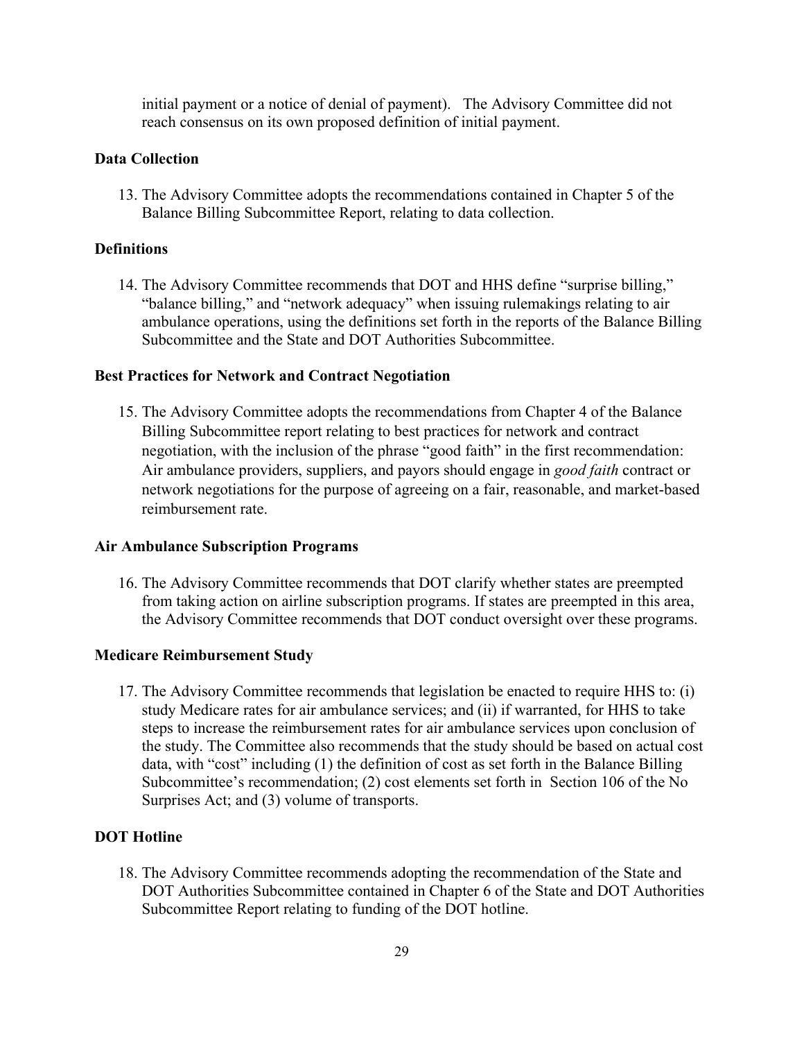initial payment or a notice of denial of payment). The Advisory Committee did not reach consensus on its own proposed definition of initial payment.

**Data Collection**

13. The Advisory Committee adopts the recommendations contained in Chapter 5 of the Balance Billing Subcommittee Report, relating to data collection.

**Definitions**

14. The Advisory Committee recommends that DOT and HHS define "surprise billing," "balance billing," and "network adequacy" when issuing rulemakings relating to air ambulance operations, using the definitions set forth in the reports of the Balance Billing Subcommittee and the State and DOT Authorities Subcommittee.

**Best Practices for Network and Contract Negotiation**

15. The Advisory Committee adopts the recommendations from Chapter 4 of the Balance Billing Subcommittee report relating to best practices for network and contract negotiation, with the inclusion of the phrase "good faith" in the first recommendation: Air ambulance providers, suppliers, and payors should engage in *good faith* contract or network negotiations for the purpose of agreeing on a fair, reasonable, and market-based reimbursement rate.

**Air Ambulance Subscription Programs**

16. The Advisory Committee recommends that DOT clarify whether states are preempted from taking action on airline subscription programs. If states are preempted in this area, the Advisory Committee recommends that DOT conduct oversight over these programs.

**Medicare Reimbursement Study**

17. The Advisory Committee recommends that legislation be enacted to require HHS to: (i) study Medicare rates for air ambulance services; and (ii) if warranted, for HHS to take steps to increase the reimbursement rates for air ambulance services upon conclusion of the study. The Committee also recommends that the study should be based on actual cost data, with "cost" including (1) the definition of cost as set forth in the Balance Billing Subcommittee's recommendation; (2) cost elements set forth in Section 106 of the No Surprises Act; and (3) volume of transports.

**DOT Hotline**

18. The Advisory Committee recommends adopting the recommendation of the State and DOT Authorities Subcommittee contained in Chapter 6 of the State and DOT Authorities Subcommittee Report relating to funding of the DOT hotline.